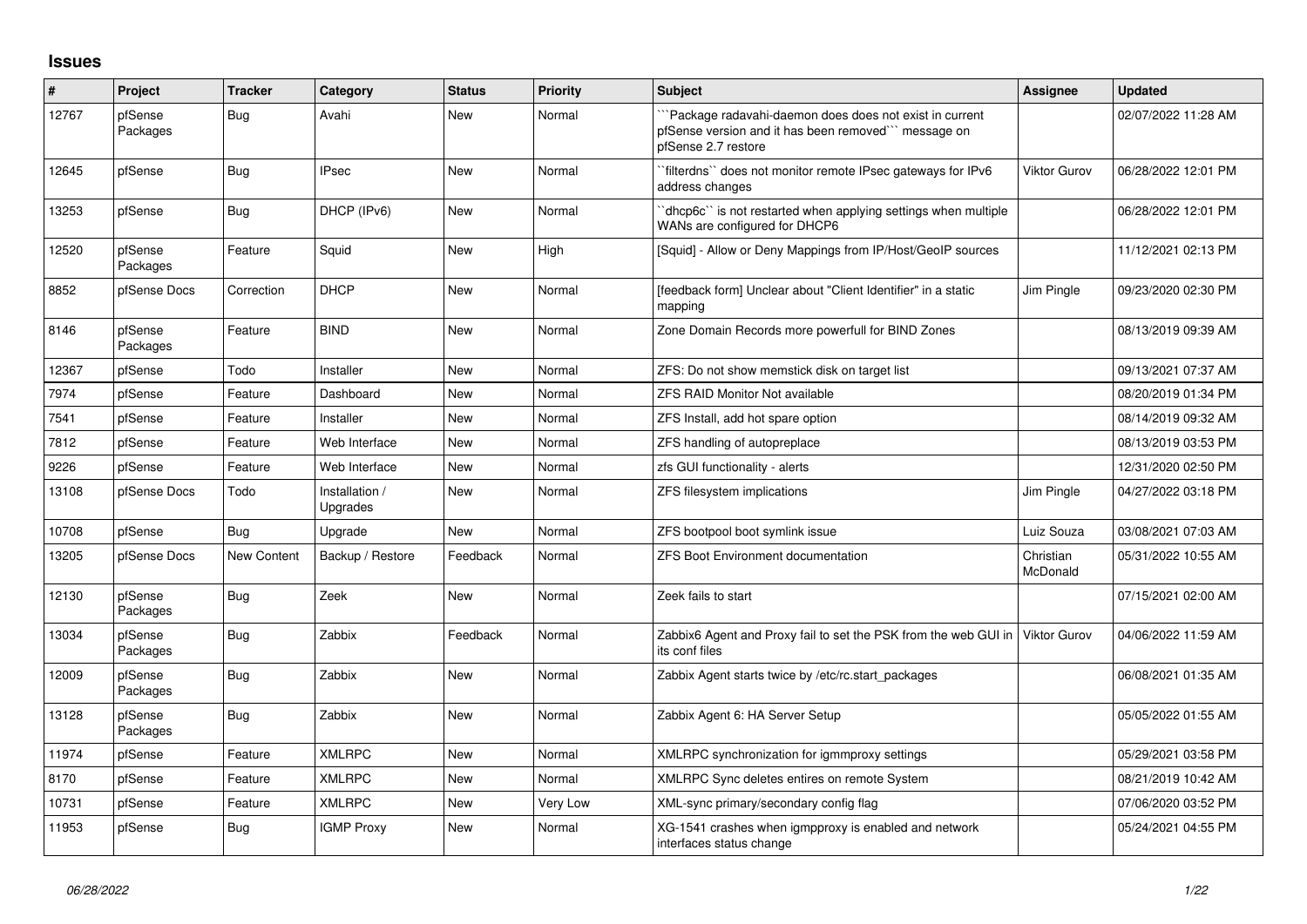# Issues

| # | Project | Tracker | Category | Status | Priority | Subject | Assignee | Updated |
|---|---|---|---|---|---|---|---|---|
| 12767 | pfSense Packages | Bug | Avahi | New | Normal | ```Package radavahi-daemon does does not exist in current pfSense version and it has been removed``` message on pfSense 2.7 restore | | 02/07/2022 11:28 AM |
| 12645 | pfSense | Bug | IPsec | New | Normal | ``filterdns`` does not monitor remote IPsec gateways for IPv6 address changes | Viktor Gurov | 06/28/2022 12:01 PM |
| 13253 | pfSense | Bug | DHCP (IPv6) | New | Normal | ``dhcp6c`` is not restarted when applying settings when multiple WANs are configured for DHCP6 | | 06/28/2022 12:01 PM |
| 12520 | pfSense Packages | Feature | Squid | New | High | [Squid] - Allow or Deny Mappings from IP/Host/GeoIP sources | | 11/12/2021 02:13 PM |
| 8852 | pfSense Docs | Correction | DHCP | New | Normal | [feedback form] Unclear about "Client Identifier" in a static mapping | Jim Pingle | 09/23/2020 02:30 PM |
| 8146 | pfSense Packages | Feature | BIND | New | Normal | Zone Domain Records more powerfull for BIND Zones | | 08/13/2019 09:39 AM |
| 12367 | pfSense | Todo | Installer | New | Normal | ZFS: Do not show memstick disk on target list | | 09/13/2021 07:37 AM |
| 7974 | pfSense | Feature | Dashboard | New | Normal | ZFS RAID Monitor Not available | | 08/20/2019 01:34 PM |
| 7541 | pfSense | Feature | Installer | New | Normal | ZFS Install, add hot spare option | | 08/14/2019 09:32 AM |
| 7812 | pfSense | Feature | Web Interface | New | Normal | ZFS handling of autopreplace | | 08/13/2019 03:53 PM |
| 9226 | pfSense | Feature | Web Interface | New | Normal | zfs GUI functionality - alerts | | 12/31/2020 02:50 PM |
| 13108 | pfSense Docs | Todo | Installation / Upgrades | New | Normal | ZFS filesystem implications | Jim Pingle | 04/27/2022 03:18 PM |
| 10708 | pfSense | Bug | Upgrade | New | Normal | ZFS bootpool boot symlink issue | Luiz Souza | 03/08/2021 07:03 AM |
| 13205 | pfSense Docs | New Content | Backup / Restore | Feedback | Normal | ZFS Boot Environment documentation | Christian McDonald | 05/31/2022 10:55 AM |
| 12130 | pfSense Packages | Bug | Zeek | New | Normal | Zeek fails to start | | 07/15/2021 02:00 AM |
| 13034 | pfSense Packages | Bug | Zabbix | Feedback | Normal | Zabbix6 Agent and Proxy fail to set the PSK from the web GUI in its conf files | Viktor Gurov | 04/06/2022 11:59 AM |
| 12009 | pfSense Packages | Bug | Zabbix | New | Normal | Zabbix Agent starts twice by /etc/rc.start_packages | | 06/08/2021 01:35 AM |
| 13128 | pfSense Packages | Bug | Zabbix | New | Normal | Zabbix Agent 6: HA Server Setup | | 05/05/2022 01:55 AM |
| 11974 | pfSense | Feature | XMLRPC | New | Normal | XMLRPC synchronization for igmmproxy settings | | 05/29/2021 03:58 PM |
| 8170 | pfSense | Feature | XMLRPC | New | Normal | XMLRPC Sync deletes entires on remote System | | 08/21/2019 10:42 AM |
| 10731 | pfSense | Feature | XMLRPC | New | Very Low | XML-sync primary/secondary config flag | | 07/06/2020 03:52 PM |
| 11953 | pfSense | Bug | IGMP Proxy | New | Normal | XG-1541 crashes when igmpproxy is enabled and network interfaces status change | | 05/24/2021 04:55 PM |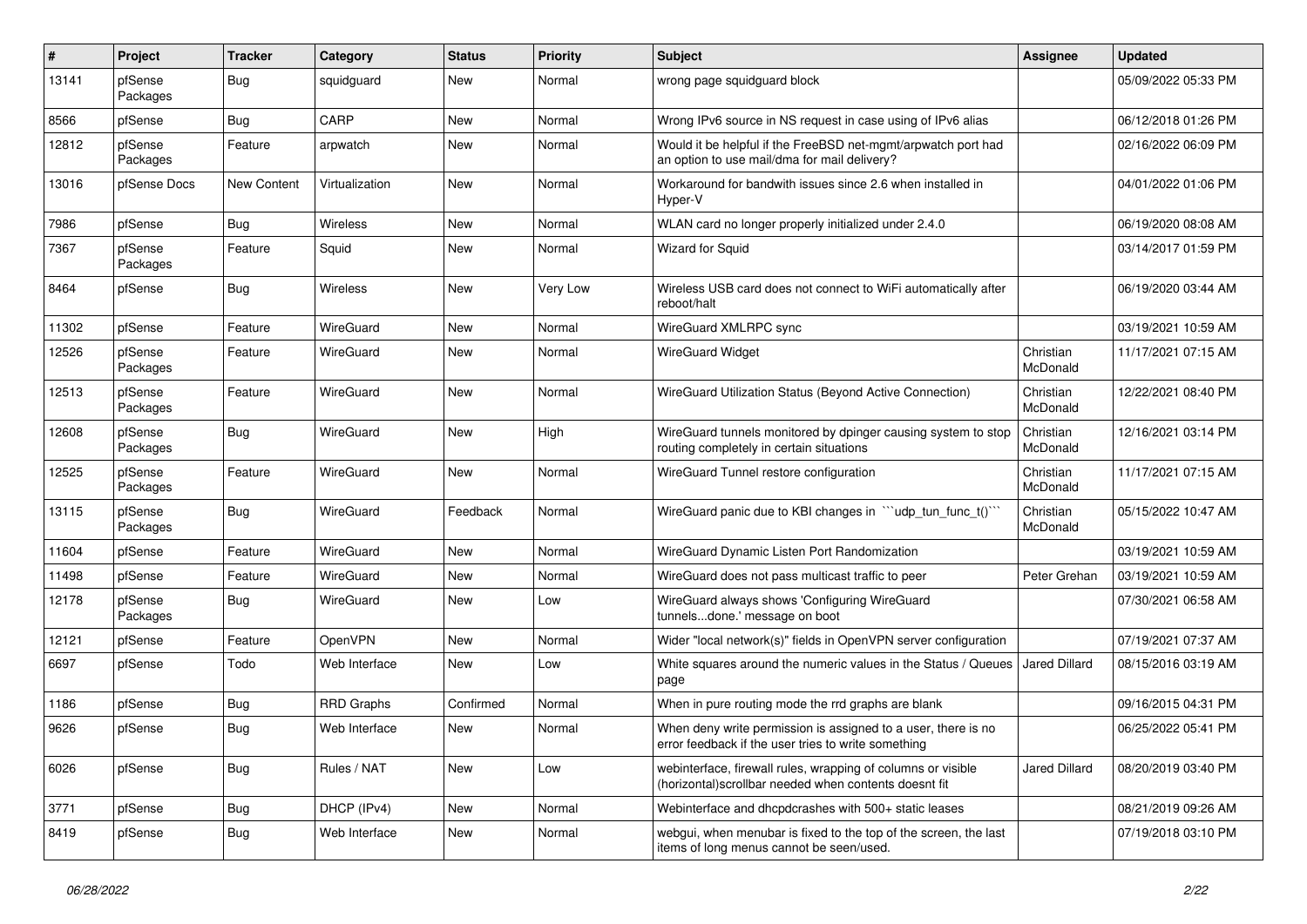| # | Project | Tracker | Category | Status | Priority | Subject | Assignee | Updated |
|---|---|---|---|---|---|---|---|---|
| 13141 | pfSense Packages | Bug | squidguard | New | Normal | wrong page squidguard block | | 05/09/2022 05:33 PM |
| 8566 | pfSense | Bug | CARP | New | Normal | Wrong IPv6 source in NS request in case using of IPv6 alias | | 06/12/2018 01:26 PM |
| 12812 | pfSense Packages | Feature | arpwatch | New | Normal | Would it be helpful if the FreeBSD net-mgmt/arpwatch port had an option to use mail/dma for mail delivery? | | 02/16/2022 06:09 PM |
| 13016 | pfSense Docs | New Content | Virtualization | New | Normal | Workaround for bandwith issues since 2.6 when installed in Hyper-V | | 04/01/2022 01:06 PM |
| 7986 | pfSense | Bug | Wireless | New | Normal | WLAN card no longer properly initialized under 2.4.0 | | 06/19/2020 08:08 AM |
| 7367 | pfSense Packages | Feature | Squid | New | Normal | Wizard for Squid | | 03/14/2017 01:59 PM |
| 8464 | pfSense | Bug | Wireless | New | Very Low | Wireless USB card does not connect to WiFi automatically after reboot/halt | | 06/19/2020 03:44 AM |
| 11302 | pfSense | Feature | WireGuard | New | Normal | WireGuard XMLRPC sync | | 03/19/2021 10:59 AM |
| 12526 | pfSense Packages | Feature | WireGuard | New | Normal | WireGuard Widget | Christian McDonald | 11/17/2021 07:15 AM |
| 12513 | pfSense Packages | Feature | WireGuard | New | Normal | WireGuard Utilization Status (Beyond Active Connection) | Christian McDonald | 12/22/2021 08:40 PM |
| 12608 | pfSense Packages | Bug | WireGuard | New | High | WireGuard tunnels monitored by dpinger causing system to stop routing completely in certain situations | Christian McDonald | 12/16/2021 03:14 PM |
| 12525 | pfSense Packages | Feature | WireGuard | New | Normal | WireGuard Tunnel restore configuration | Christian McDonald | 11/17/2021 07:15 AM |
| 13115 | pfSense Packages | Bug | WireGuard | Feedback | Normal | WireGuard panic due to KBI changes in ```udp_tun_func_t()``` | Christian McDonald | 05/15/2022 10:47 AM |
| 11604 | pfSense | Feature | WireGuard | New | Normal | WireGuard Dynamic Listen Port Randomization | | 03/19/2021 10:59 AM |
| 11498 | pfSense | Feature | WireGuard | New | Normal | WireGuard does not pass multicast traffic to peer | Peter Grehan | 03/19/2021 10:59 AM |
| 12178 | pfSense Packages | Bug | WireGuard | New | Low | WireGuard always shows 'Configuring WireGuard tunnels...done.' message on boot | | 07/30/2021 06:58 AM |
| 12121 | pfSense | Feature | OpenVPN | New | Normal | Wider "local network(s)" fields in OpenVPN server configuration | | 07/19/2021 07:37 AM |
| 6697 | pfSense | Todo | Web Interface | New | Low | White squares around the numeric values in the Status / Queues page | Jared Dillard | 08/15/2016 03:19 AM |
| 1186 | pfSense | Bug | RRD Graphs | Confirmed | Normal | When in pure routing mode the rrd graphs are blank | | 09/16/2015 04:31 PM |
| 9626 | pfSense | Bug | Web Interface | New | Normal | When deny write permission is assigned to a user, there is no error feedback if the user tries to write something | | 06/25/2022 05:41 PM |
| 6026 | pfSense | Bug | Rules / NAT | New | Low | webinterface, firewall rules, wrapping of columns or visible (horizontal)scrollbar needed when contents doesnt fit | Jared Dillard | 08/20/2019 03:40 PM |
| 3771 | pfSense | Bug | DHCP (IPv4) | New | Normal | Webinterface and dhcpdcrashes with 500+ static leases | | 08/21/2019 09:26 AM |
| 8419 | pfSense | Bug | Web Interface | New | Normal | webgui, when menubar is fixed to the top of the screen, the last items of long menus cannot be seen/used. | | 07/19/2018 03:10 PM |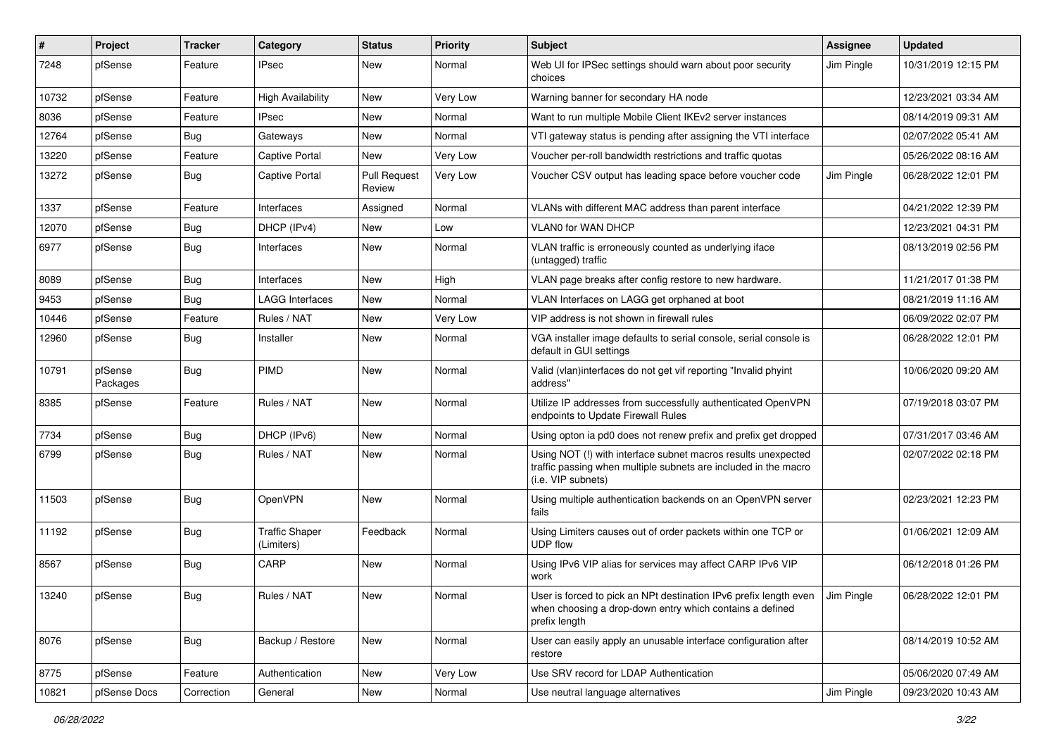| # | Project | Tracker | Category | Status | Priority | Subject | Assignee | Updated |
|---|---|---|---|---|---|---|---|---|
| 7248 | pfSense | Feature | IPsec | New | Normal | Web UI for IPSec settings should warn about poor security choices | Jim Pingle | 10/31/2019 12:15 PM |
| 10732 | pfSense | Feature | High Availability | New | Very Low | Warning banner for secondary HA node | | 12/23/2021 03:34 AM |
| 8036 | pfSense | Feature | IPsec | New | Normal | Want to run multiple Mobile Client IKEv2 server instances | | 08/14/2019 09:31 AM |
| 12764 | pfSense | Bug | Gateways | New | Normal | VTI gateway status is pending after assigning the VTI interface | | 02/07/2022 05:41 AM |
| 13220 | pfSense | Feature | Captive Portal | New | Very Low | Voucher per-roll bandwidth restrictions and traffic quotas | | 05/26/2022 08:16 AM |
| 13272 | pfSense | Bug | Captive Portal | Pull Request Review | Very Low | Voucher CSV output has leading space before voucher code | Jim Pingle | 06/28/2022 12:01 PM |
| 1337 | pfSense | Feature | Interfaces | Assigned | Normal | VLANs with different MAC address than parent interface | | 04/21/2022 12:39 PM |
| 12070 | pfSense | Bug | DHCP (IPv4) | New | Low | VLAN0 for WAN DHCP | | 12/23/2021 04:31 PM |
| 6977 | pfSense | Bug | Interfaces | New | Normal | VLAN traffic is erroneously counted as underlying iface (untagged) traffic | | 08/13/2019 02:56 PM |
| 8089 | pfSense | Bug | Interfaces | New | High | VLAN page breaks after config restore to new hardware. | | 11/21/2017 01:38 PM |
| 9453 | pfSense | Bug | LAGG Interfaces | New | Normal | VLAN Interfaces on LAGG get orphaned at boot | | 08/21/2019 11:16 AM |
| 10446 | pfSense | Feature | Rules / NAT | New | Very Low | VIP address is not shown in firewall rules | | 06/09/2022 02:07 PM |
| 12960 | pfSense | Bug | Installer | New | Normal | VGA installer image defaults to serial console, serial console is default in GUI settings | | 06/28/2022 12:01 PM |
| 10791 | pfSense Packages | Bug | PIMD | New | Normal | Valid (vlan)interfaces do not get vif reporting "Invalid phyint address" | | 10/06/2020 09:20 AM |
| 8385 | pfSense | Feature | Rules / NAT | New | Normal | Utilize IP addresses from successfully authenticated OpenVPN endpoints to Update Firewall Rules | | 07/19/2018 03:07 PM |
| 7734 | pfSense | Bug | DHCP (IPv6) | New | Normal | Using opton ia pd0 does not renew prefix and prefix get dropped | | 07/31/2017 03:46 AM |
| 6799 | pfSense | Bug | Rules / NAT | New | Normal | Using NOT (!) with interface subnet macros results unexpected traffic passing when multiple subnets are included in the macro (i.e. VIP subnets) | | 02/07/2022 02:18 PM |
| 11503 | pfSense | Bug | OpenVPN | New | Normal | Using multiple authentication backends on an OpenVPN server fails | | 02/23/2021 12:23 PM |
| 11192 | pfSense | Bug | Traffic Shaper (Limiters) | Feedback | Normal | Using Limiters causes out of order packets within one TCP or UDP flow | | 01/06/2021 12:09 AM |
| 8567 | pfSense | Bug | CARP | New | Normal | Using IPv6 VIP alias for services may affect CARP IPv6 VIP work | | 06/12/2018 01:26 PM |
| 13240 | pfSense | Bug | Rules / NAT | New | Normal | User is forced to pick an NPt destination IPv6 prefix length even when choosing a drop-down entry which contains a defined prefix length | Jim Pingle | 06/28/2022 12:01 PM |
| 8076 | pfSense | Bug | Backup / Restore | New | Normal | User can easily apply an unusable interface configuration after restore | | 08/14/2019 10:52 AM |
| 8775 | pfSense | Feature | Authentication | New | Very Low | Use SRV record for LDAP Authentication | | 05/06/2020 07:49 AM |
| 10821 | pfSense Docs | Correction | General | New | Normal | Use neutral language alternatives | Jim Pingle | 09/23/2020 10:43 AM |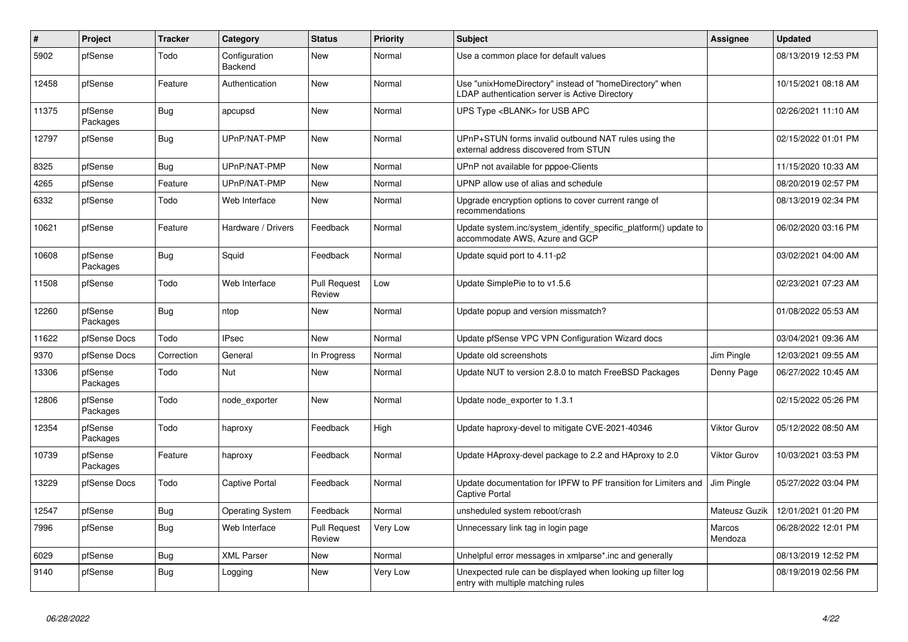| # | Project | Tracker | Category | Status | Priority | Subject | Assignee | Updated |
|---|---|---|---|---|---|---|---|---|
| 5902 | pfSense | Todo | Configuration Backend | New | Normal | Use a common place for default values | | 08/13/2019 12:53 PM |
| 12458 | pfSense | Feature | Authentication | New | Normal | Use "unixHomeDirectory" instead of "homeDirectory" when LDAP authentication server is Active Directory | | 10/15/2021 08:18 AM |
| 11375 | pfSense Packages | Bug | apcupsd | New | Normal | UPS Type <BLANK> for USB APC | | 02/26/2021 11:10 AM |
| 12797 | pfSense | Bug | UPnP/NAT-PMP | New | Normal | UPnP+STUN forms invalid outbound NAT rules using the external address discovered from STUN | | 02/15/2022 01:01 PM |
| 8325 | pfSense | Bug | UPnP/NAT-PMP | New | Normal | UPnP not available for pppoe-Clients | | 11/15/2020 10:33 AM |
| 4265 | pfSense | Feature | UPnP/NAT-PMP | New | Normal | UPNP allow use of alias and schedule | | 08/20/2019 02:57 PM |
| 6332 | pfSense | Todo | Web Interface | New | Normal | Upgrade encryption options to cover current range of recommendations | | 08/13/2019 02:34 PM |
| 10621 | pfSense | Feature | Hardware / Drivers | Feedback | Normal | Update system.inc/system_identify_specific_platform() update to accommodate AWS, Azure and GCP | | 06/02/2020 03:16 PM |
| 10608 | pfSense Packages | Bug | Squid | Feedback | Normal | Update squid port to 4.11-p2 | | 03/02/2021 04:00 AM |
| 11508 | pfSense | Todo | Web Interface | Pull Request Review | Low | Update SimplePie to to v1.5.6 | | 02/23/2021 07:23 AM |
| 12260 | pfSense Packages | Bug | ntop | New | Normal | Update popup and version missmatch? | | 01/08/2022 05:53 AM |
| 11622 | pfSense Docs | Todo | IPsec | New | Normal | Update pfSense VPC VPN Configuration Wizard docs | | 03/04/2021 09:36 AM |
| 9370 | pfSense Docs | Correction | General | In Progress | Normal | Update old screenshots | Jim Pingle | 12/03/2021 09:55 AM |
| 13306 | pfSense Packages | Todo | Nut | New | Normal | Update NUT to version 2.8.0 to match FreeBSD Packages | Denny Page | 06/27/2022 10:45 AM |
| 12806 | pfSense Packages | Todo | node_exporter | New | Normal | Update node_exporter to 1.3.1 | | 02/15/2022 05:26 PM |
| 12354 | pfSense Packages | Todo | haproxy | Feedback | High | Update haproxy-devel to mitigate CVE-2021-40346 | Viktor Gurov | 05/12/2022 08:50 AM |
| 10739 | pfSense Packages | Feature | haproxy | Feedback | Normal | Update HAproxy-devel package to 2.2 and HAproxy to 2.0 | Viktor Gurov | 10/03/2021 03:53 PM |
| 13229 | pfSense Docs | Todo | Captive Portal | Feedback | Normal | Update documentation for IPFW to PF transition for Limiters and Captive Portal | Jim Pingle | 05/27/2022 03:04 PM |
| 12547 | pfSense | Bug | Operating System | Feedback | Normal | unsheduled system reboot/crash | Mateusz Guzik | 12/01/2021 01:20 PM |
| 7996 | pfSense | Bug | Web Interface | Pull Request Review | Very Low | Unnecessary link tag in login page | Marcos Mendoza | 06/28/2022 12:01 PM |
| 6029 | pfSense | Bug | XML Parser | New | Normal | Unhelpful error messages in xmlparse*.inc and generally | | 08/13/2019 12:52 PM |
| 9140 | pfSense | Bug | Logging | New | Very Low | Unexpected rule can be displayed when looking up filter log entry with multiple matching rules | | 08/19/2019 02:56 PM |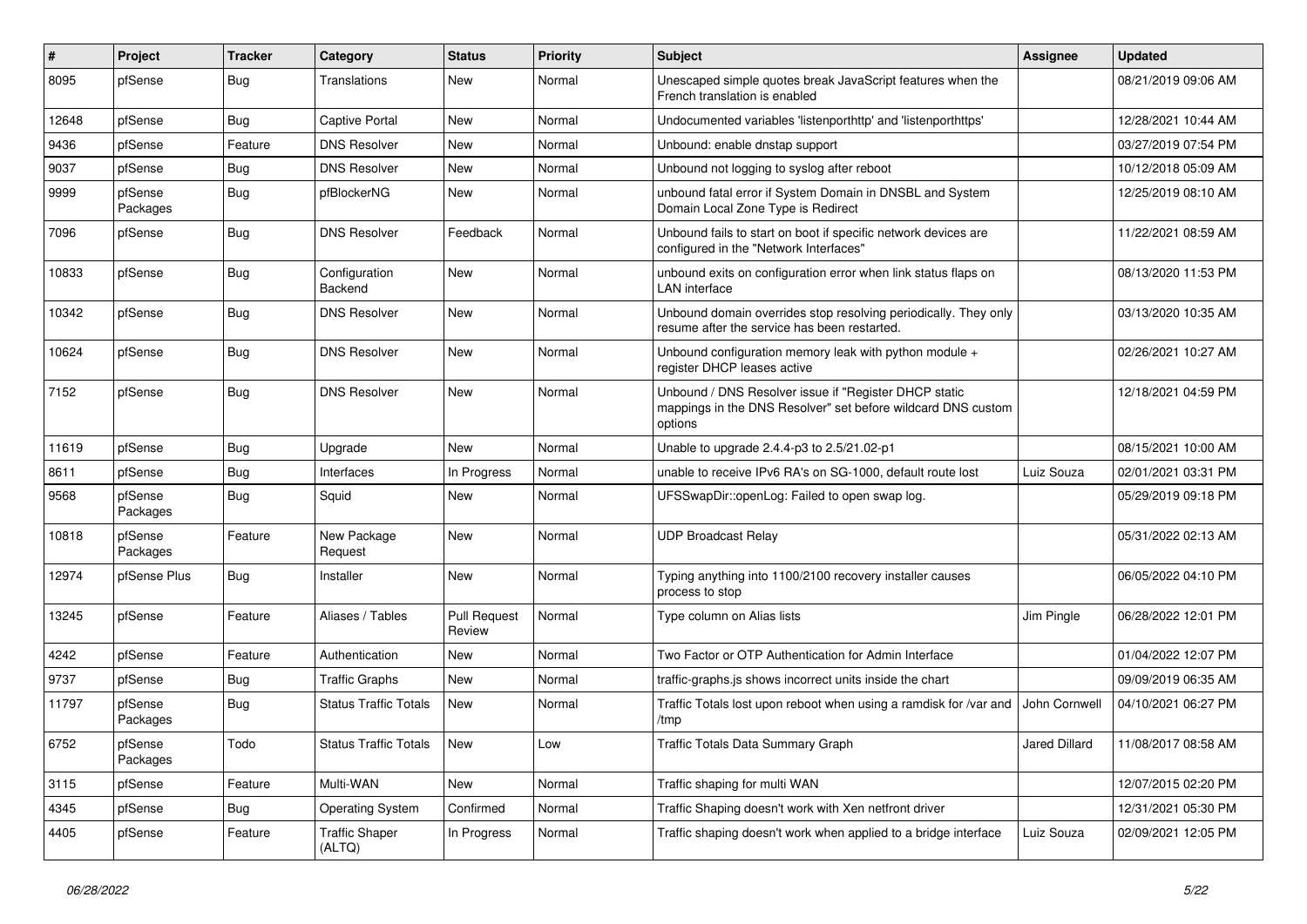| # | Project | Tracker | Category | Status | Priority | Subject | Assignee | Updated |
|---|---|---|---|---|---|---|---|---|
| 8095 | pfSense | Bug | Translations | New | Normal | Unescaped simple quotes break JavaScript features when the French translation is enabled | | 08/21/2019 09:06 AM |
| 12648 | pfSense | Bug | Captive Portal | New | Normal | Undocumented variables 'listenporthttp' and 'listenporthttps' | | 12/28/2021 10:44 AM |
| 9436 | pfSense | Feature | DNS Resolver | New | Normal | Unbound: enable dnstap support | | 03/27/2019 07:54 PM |
| 9037 | pfSense | Bug | DNS Resolver | New | Normal | Unbound not logging to syslog after reboot | | 10/12/2018 05:09 AM |
| 9999 | pfSense Packages | Bug | pfBlockerNG | New | Normal | unbound fatal error if System Domain in DNSBL and System Domain Local Zone Type is Redirect | | 12/25/2019 08:10 AM |
| 7096 | pfSense | Bug | DNS Resolver | Feedback | Normal | Unbound fails to start on boot if specific network devices are configured in the "Network Interfaces" | | 11/22/2021 08:59 AM |
| 10833 | pfSense | Bug | Configuration Backend | New | Normal | unbound exits on configuration error when link status flaps on LAN interface | | 08/13/2020 11:53 PM |
| 10342 | pfSense | Bug | DNS Resolver | New | Normal | Unbound domain overrides stop resolving periodically. They only resume after the service has been restarted. | | 03/13/2020 10:35 AM |
| 10624 | pfSense | Bug | DNS Resolver | New | Normal | Unbound configuration memory leak with python module + register DHCP leases active | | 02/26/2021 10:27 AM |
| 7152 | pfSense | Bug | DNS Resolver | New | Normal | Unbound / DNS Resolver issue if "Register DHCP static mappings in the DNS Resolver" set before wildcard DNS custom options | | 12/18/2021 04:59 PM |
| 11619 | pfSense | Bug | Upgrade | New | Normal | Unable to upgrade 2.4.4-p3 to 2.5/21.02-p1 | | 08/15/2021 10:00 AM |
| 8611 | pfSense | Bug | Interfaces | In Progress | Normal | unable to receive IPv6 RA's on SG-1000, default route lost | Luiz Souza | 02/01/2021 03:31 PM |
| 9568 | pfSense Packages | Bug | Squid | New | Normal | UFSSwapDir::openLog: Failed to open swap log. | | 05/29/2019 09:18 PM |
| 10818 | pfSense Packages | Feature | New Package Request | New | Normal | UDP Broadcast Relay | | 05/31/2022 02:13 AM |
| 12974 | pfSense Plus | Bug | Installer | New | Normal | Typing anything into 1100/2100 recovery installer causes process to stop | | 06/05/2022 04:10 PM |
| 13245 | pfSense | Feature | Aliases / Tables | Pull Request Review | Normal | Type column on Alias lists | Jim Pingle | 06/28/2022 12:01 PM |
| 4242 | pfSense | Feature | Authentication | New | Normal | Two Factor or OTP Authentication for Admin Interface | | 01/04/2022 12:07 PM |
| 9737 | pfSense | Bug | Traffic Graphs | New | Normal | traffic-graphs.js shows incorrect units inside the chart | | 09/09/2019 06:35 AM |
| 11797 | pfSense Packages | Bug | Status Traffic Totals | New | Normal | Traffic Totals lost upon reboot when using a ramdisk for /var and /tmp | John Cornwell | 04/10/2021 06:27 PM |
| 6752 | pfSense Packages | Todo | Status Traffic Totals | New | Low | Traffic Totals Data Summary Graph | Jared Dillard | 11/08/2017 08:58 AM |
| 3115 | pfSense | Feature | Multi-WAN | New | Normal | Traffic shaping for multi WAN | | 12/07/2015 02:20 PM |
| 4345 | pfSense | Bug | Operating System | Confirmed | Normal | Traffic Shaping doesn't work with Xen netfront driver | | 12/31/2021 05:30 PM |
| 4405 | pfSense | Feature | Traffic Shaper (ALTQ) | In Progress | Normal | Traffic shaping doesn't work when applied to a bridge interface | Luiz Souza | 02/09/2021 12:05 PM |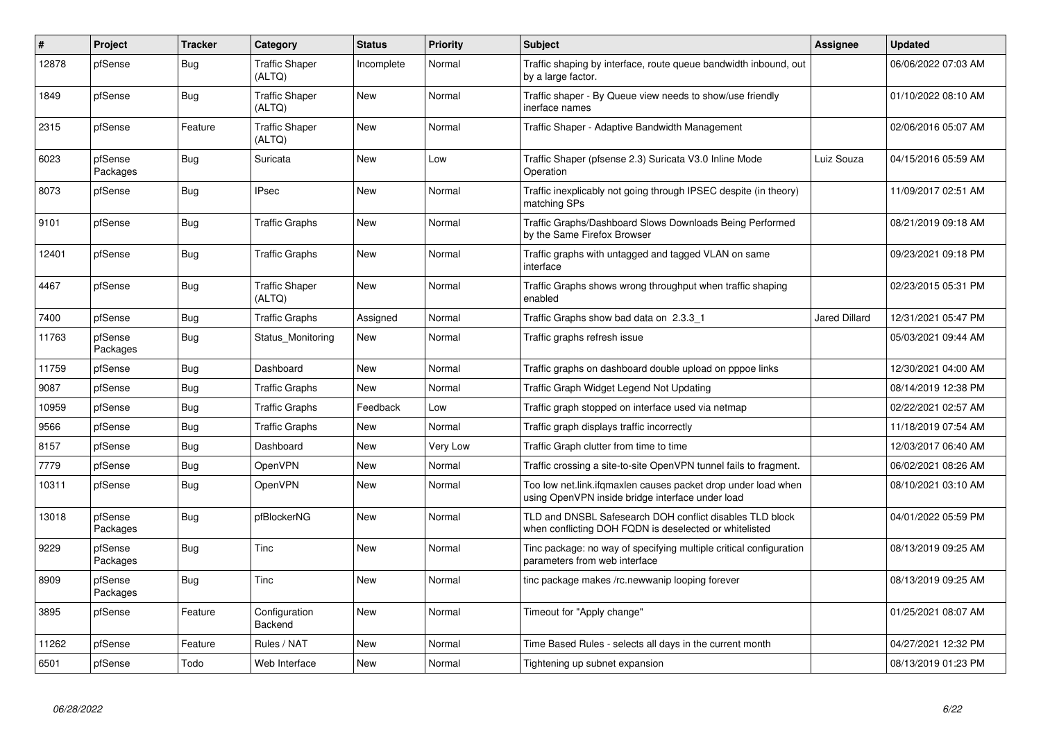| # | Project | Tracker | Category | Status | Priority | Subject | Assignee | Updated |
|---|---|---|---|---|---|---|---|---|
| 12878 | pfSense | Bug | Traffic Shaper (ALTQ) | Incomplete | Normal | Traffic shaping by interface, route queue bandwidth inbound, out by a large factor. | | 06/06/2022 07:03 AM |
| 1849 | pfSense | Bug | Traffic Shaper (ALTQ) | New | Normal | Traffic shaper - By Queue view needs to show/use friendly inerface names | | 01/10/2022 08:10 AM |
| 2315 | pfSense | Feature | Traffic Shaper (ALTQ) | New | Normal | Traffic Shaper - Adaptive Bandwidth Management | | 02/06/2016 05:07 AM |
| 6023 | pfSense Packages | Bug | Suricata | New | Low | Traffic Shaper (pfsense 2.3) Suricata V3.0 Inline Mode Operation | Luiz Souza | 04/15/2016 05:59 AM |
| 8073 | pfSense | Bug | IPsec | New | Normal | Traffic inexplicably not going through IPSEC despite (in theory) matching SPs | | 11/09/2017 02:51 AM |
| 9101 | pfSense | Bug | Traffic Graphs | New | Normal | Traffic Graphs/Dashboard Slows Downloads Being Performed by the Same Firefox Browser | | 08/21/2019 09:18 AM |
| 12401 | pfSense | Bug | Traffic Graphs | New | Normal | Traffic graphs with untagged and tagged VLAN on same interface | | 09/23/2021 09:18 PM |
| 4467 | pfSense | Bug | Traffic Shaper (ALTQ) | New | Normal | Traffic Graphs shows wrong throughput when traffic shaping enabled | | 02/23/2015 05:31 PM |
| 7400 | pfSense | Bug | Traffic Graphs | Assigned | Normal | Traffic Graphs show bad data on 2.3.3_1 | Jared Dillard | 12/31/2021 05:47 PM |
| 11763 | pfSense Packages | Bug | Status_Monitoring | New | Normal | Traffic graphs refresh issue | | 05/03/2021 09:44 AM |
| 11759 | pfSense | Bug | Dashboard | New | Normal | Traffic graphs on dashboard double upload on pppoe links | | 12/30/2021 04:00 AM |
| 9087 | pfSense | Bug | Traffic Graphs | New | Normal | Traffic Graph Widget Legend Not Updating | | 08/14/2019 12:38 PM |
| 10959 | pfSense | Bug | Traffic Graphs | Feedback | Low | Traffic graph stopped on interface used via netmap | | 02/22/2021 02:57 AM |
| 9566 | pfSense | Bug | Traffic Graphs | New | Normal | Traffic graph displays traffic incorrectly | | 11/18/2019 07:54 AM |
| 8157 | pfSense | Bug | Dashboard | New | Very Low | Traffic Graph clutter from time to time | | 12/03/2017 06:40 AM |
| 7779 | pfSense | Bug | OpenVPN | New | Normal | Traffic crossing a site-to-site OpenVPN tunnel fails to fragment. | | 06/02/2021 08:26 AM |
| 10311 | pfSense | Bug | OpenVPN | New | Normal | Too low net.link.ifqmaxlen causes packet drop under load when using OpenVPN inside bridge interface under load | | 08/10/2021 03:10 AM |
| 13018 | pfSense Packages | Bug | pfBlockerNG | New | Normal | TLD and DNSBL Safesearch DOH conflict disables TLD block when conflicting DOH FQDN is deselected or whitelisted | | 04/01/2022 05:59 PM |
| 9229 | pfSense Packages | Bug | Tinc | New | Normal | Tinc package: no way of specifying multiple critical configuration parameters from web interface | | 08/13/2019 09:25 AM |
| 8909 | pfSense Packages | Bug | Tinc | New | Normal | tinc package makes /rc.newwanip looping forever | | 08/13/2019 09:25 AM |
| 3895 | pfSense | Feature | Configuration Backend | New | Normal | Timeout for "Apply change" | | 01/25/2021 08:07 AM |
| 11262 | pfSense | Feature | Rules / NAT | New | Normal | Time Based Rules - selects all days in the current month | | 04/27/2021 12:32 PM |
| 6501 | pfSense | Todo | Web Interface | New | Normal | Tightening up subnet expansion | | 08/13/2019 01:23 PM |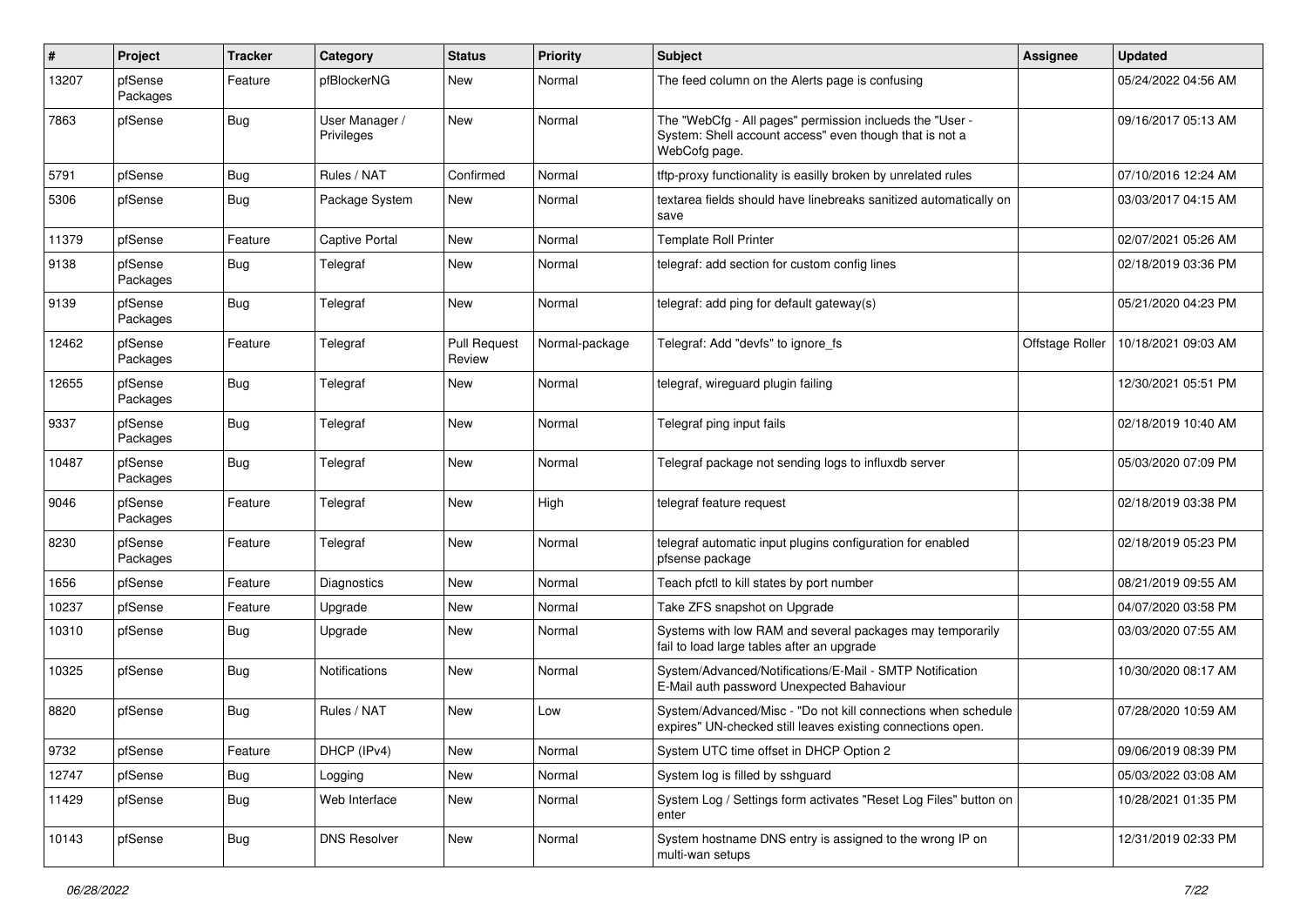| # | Project | Tracker | Category | Status | Priority | Subject | Assignee | Updated |
|---|---|---|---|---|---|---|---|---|
| 13207 | pfSense Packages | Feature | pfBlockerNG | New | Normal | The feed column on the Alerts page is confusing | | 05/24/2022 04:56 AM |
| 7863 | pfSense | Bug | User Manager / Privileges | New | Normal | The "WebCfg - All pages" permission inclueds the "User - System: Shell account access" even though that is not a WebCofg page. | | 09/16/2017 05:13 AM |
| 5791 | pfSense | Bug | Rules / NAT | Confirmed | Normal | tftp-proxy functionality is easilly broken by unrelated rules | | 07/10/2016 12:24 AM |
| 5306 | pfSense | Bug | Package System | New | Normal | textarea fields should have linebreaks sanitized automatically on save | | 03/03/2017 04:15 AM |
| 11379 | pfSense | Feature | Captive Portal | New | Normal | Template Roll Printer | | 02/07/2021 05:26 AM |
| 9138 | pfSense Packages | Bug | Telegraf | New | Normal | telegraf: add section for custom config lines | | 02/18/2019 03:36 PM |
| 9139 | pfSense Packages | Bug | Telegraf | New | Normal | telegraf: add ping for default gateway(s) | | 05/21/2020 04:23 PM |
| 12462 | pfSense Packages | Feature | Telegraf | Pull Request Review | Normal-package | Telegraf: Add "devfs" to ignore_fs | Offstage Roller | 10/18/2021 09:03 AM |
| 12655 | pfSense Packages | Bug | Telegraf | New | Normal | telegraf, wireguard plugin failing | | 12/30/2021 05:51 PM |
| 9337 | pfSense Packages | Bug | Telegraf | New | Normal | Telegraf ping input fails | | 02/18/2019 10:40 AM |
| 10487 | pfSense Packages | Bug | Telegraf | New | Normal | Telegraf package not sending logs to influxdb server | | 05/03/2020 07:09 PM |
| 9046 | pfSense Packages | Feature | Telegraf | New | High | telegraf feature request | | 02/18/2019 03:38 PM |
| 8230 | pfSense Packages | Feature | Telegraf | New | Normal | telegraf automatic input plugins configuration for enabled pfsense package | | 02/18/2019 05:23 PM |
| 1656 | pfSense | Feature | Diagnostics | New | Normal | Teach pfctl to kill states by port number | | 08/21/2019 09:55 AM |
| 10237 | pfSense | Feature | Upgrade | New | Normal | Take ZFS snapshot on Upgrade | | 04/07/2020 03:58 PM |
| 10310 | pfSense | Bug | Upgrade | New | Normal | Systems with low RAM and several packages may temporarily fail to load large tables after an upgrade | | 03/03/2020 07:55 AM |
| 10325 | pfSense | Bug | Notifications | New | Normal | System/Advanced/Notifications/E-Mail - SMTP Notification E-Mail auth password Unexpected Bahaviour | | 10/30/2020 08:17 AM |
| 8820 | pfSense | Bug | Rules / NAT | New | Low | System/Advanced/Misc - "Do not kill connections when schedule expires" UN-checked still leaves existing connections open. | | 07/28/2020 10:59 AM |
| 9732 | pfSense | Feature | DHCP (IPv4) | New | Normal | System UTC time offset in DHCP Option 2 | | 09/06/2019 08:39 PM |
| 12747 | pfSense | Bug | Logging | New | Normal | System log is filled by sshguard | | 05/03/2022 03:08 AM |
| 11429 | pfSense | Bug | Web Interface | New | Normal | System Log / Settings form activates "Reset Log Files" button on enter | | 10/28/2021 01:35 PM |
| 10143 | pfSense | Bug | DNS Resolver | New | Normal | System hostname DNS entry is assigned to the wrong IP on multi-wan setups | | 12/31/2019 02:33 PM |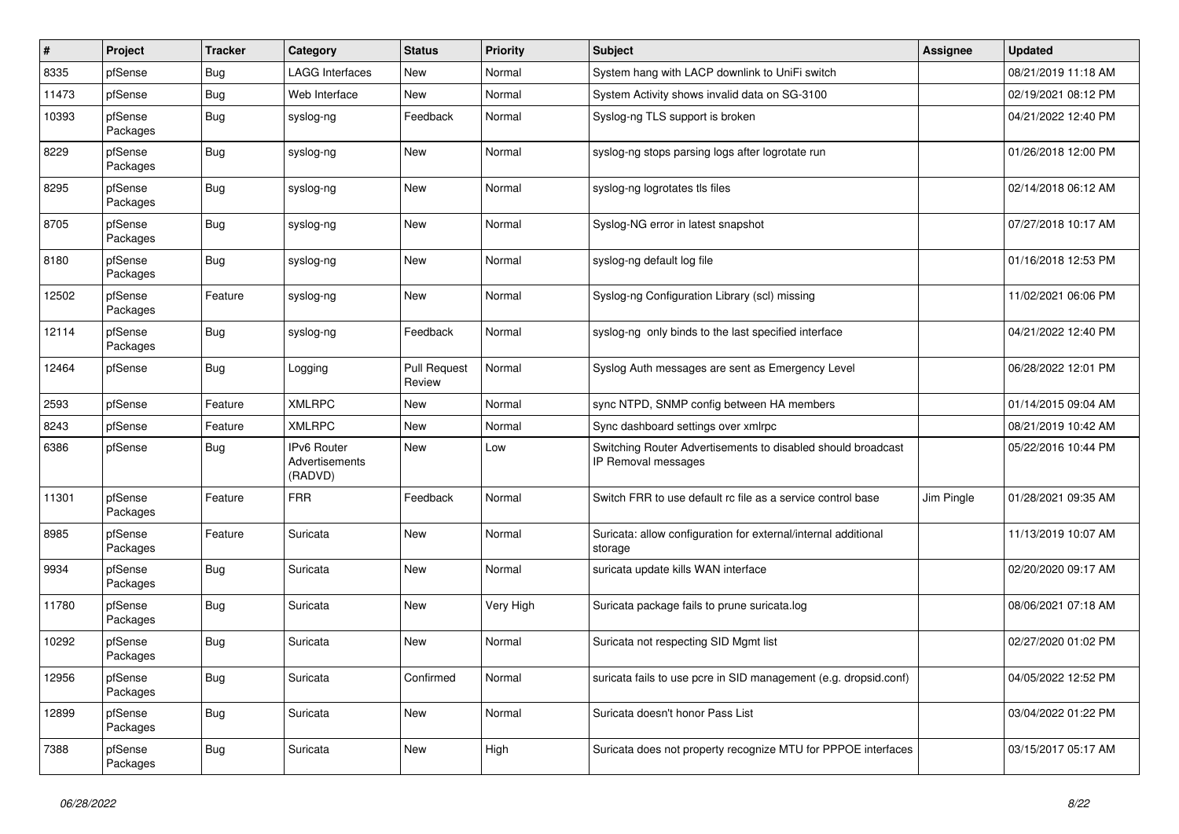| # | Project | Tracker | Category | Status | Priority | Subject | Assignee | Updated |
|---|---|---|---|---|---|---|---|---|
| 8335 | pfSense | Bug | LAGG Interfaces | New | Normal | System hang with LACP downlink to UniFi switch | | 08/21/2019 11:18 AM |
| 11473 | pfSense | Bug | Web Interface | New | Normal | System Activity shows invalid data on SG-3100 | | 02/19/2021 08:12 PM |
| 10393 | pfSense Packages | Bug | syslog-ng | Feedback | Normal | Syslog-ng TLS support is broken | | 04/21/2022 12:40 PM |
| 8229 | pfSense Packages | Bug | syslog-ng | New | Normal | syslog-ng stops parsing logs after logrotate run | | 01/26/2018 12:00 PM |
| 8295 | pfSense Packages | Bug | syslog-ng | New | Normal | syslog-ng logrotates tls files | | 02/14/2018 06:12 AM |
| 8705 | pfSense Packages | Bug | syslog-ng | New | Normal | Syslog-NG error in latest snapshot | | 07/27/2018 10:17 AM |
| 8180 | pfSense Packages | Bug | syslog-ng | New | Normal | syslog-ng default log file | | 01/16/2018 12:53 PM |
| 12502 | pfSense Packages | Feature | syslog-ng | New | Normal | Syslog-ng Configuration Library (scl) missing | | 11/02/2021 06:06 PM |
| 12114 | pfSense Packages | Bug | syslog-ng | Feedback | Normal | syslog-ng only binds to the last specified interface | | 04/21/2022 12:40 PM |
| 12464 | pfSense | Bug | Logging | Pull Request Review | Normal | Syslog Auth messages are sent as Emergency Level | | 06/28/2022 12:01 PM |
| 2593 | pfSense | Feature | XMLRPC | New | Normal | sync NTPD, SNMP config between HA members | | 01/14/2015 09:04 AM |
| 8243 | pfSense | Feature | XMLRPC | New | Normal | Sync dashboard settings over xmlrpc | | 08/21/2019 10:42 AM |
| 6386 | pfSense | Bug | IPv6 Router Advertisements (RADVD) | New | Low | Switching Router Advertisements to disabled should broadcast IP Removal messages | | 05/22/2016 10:44 PM |
| 11301 | pfSense Packages | Feature | FRR | Feedback | Normal | Switch FRR to use default rc file as a service control base | Jim Pingle | 01/28/2021 09:35 AM |
| 8985 | pfSense Packages | Feature | Suricata | New | Normal | Suricata: allow configuration for external/internal additional storage | | 11/13/2019 10:07 AM |
| 9934 | pfSense Packages | Bug | Suricata | New | Normal | suricata update kills WAN interface | | 02/20/2020 09:17 AM |
| 11780 | pfSense Packages | Bug | Suricata | New | Very High | Suricata package fails to prune suricata.log | | 08/06/2021 07:18 AM |
| 10292 | pfSense Packages | Bug | Suricata | New | Normal | Suricata not respecting SID Mgmt list | | 02/27/2020 01:02 PM |
| 12956 | pfSense Packages | Bug | Suricata | Confirmed | Normal | suricata fails to use pcre in SID management (e.g. dropsid.conf) | | 04/05/2022 12:52 PM |
| 12899 | pfSense Packages | Bug | Suricata | New | Normal | Suricata doesn't honor Pass List | | 03/04/2022 01:22 PM |
| 7388 | pfSense Packages | Bug | Suricata | New | High | Suricata does not property recognize MTU for PPPOE interfaces | | 03/15/2017 05:17 AM |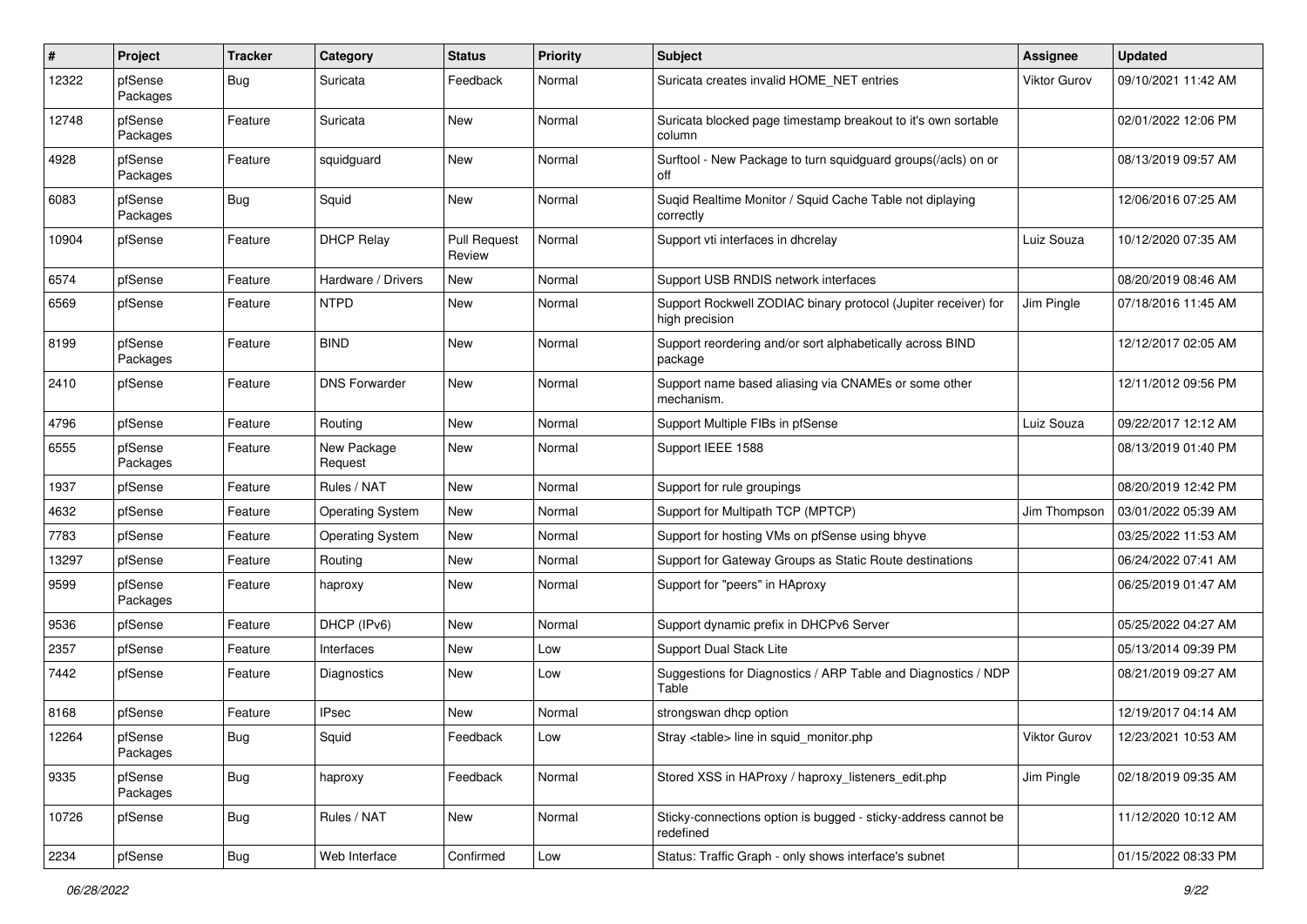| # | Project | Tracker | Category | Status | Priority | Subject | Assignee | Updated |
|---|---|---|---|---|---|---|---|---|
| 12322 | pfSense Packages | Bug | Suricata | Feedback | Normal | Suricata creates invalid HOME_NET entries | Viktor Gurov | 09/10/2021 11:42 AM |
| 12748 | pfSense Packages | Feature | Suricata | New | Normal | Suricata blocked page timestamp breakout to it's own sortable column | | 02/01/2022 12:06 PM |
| 4928 | pfSense Packages | Feature | squidguard | New | Normal | Surftool - New Package to turn squidguard groups(/acls) on or off | | 08/13/2019 09:57 AM |
| 6083 | pfSense Packages | Bug | Squid | New | Normal | Suqid Realtime Monitor / Squid Cache Table not diplaying correctly | | 12/06/2016 07:25 AM |
| 10904 | pfSense | Feature | DHCP Relay | Pull Request Review | Normal | Support vti interfaces in dhcrelay | Luiz Souza | 10/12/2020 07:35 AM |
| 6574 | pfSense | Feature | Hardware / Drivers | New | Normal | Support USB RNDIS network interfaces | | 08/20/2019 08:46 AM |
| 6569 | pfSense | Feature | NTPD | New | Normal | Support Rockwell ZODIAC binary protocol (Jupiter receiver) for high precision | Jim Pingle | 07/18/2016 11:45 AM |
| 8199 | pfSense Packages | Feature | BIND | New | Normal | Support reordering and/or sort alphabetically across BIND package | | 12/12/2017 02:05 AM |
| 2410 | pfSense | Feature | DNS Forwarder | New | Normal | Support name based aliasing via CNAMEs or some other mechanism. | | 12/11/2012 09:56 PM |
| 4796 | pfSense | Feature | Routing | New | Normal | Support Multiple FIBs in pfSense | Luiz Souza | 09/22/2017 12:12 AM |
| 6555 | pfSense Packages | Feature | New Package Request | New | Normal | Support IEEE 1588 | | 08/13/2019 01:40 PM |
| 1937 | pfSense | Feature | Rules / NAT | New | Normal | Support for rule groupings | | 08/20/2019 12:42 PM |
| 4632 | pfSense | Feature | Operating System | New | Normal | Support for Multipath TCP (MPTCP) | Jim Thompson | 03/01/2022 05:39 AM |
| 7783 | pfSense | Feature | Operating System | New | Normal | Support for hosting VMs on pfSense using bhyve | | 03/25/2022 11:53 AM |
| 13297 | pfSense | Feature | Routing | New | Normal | Support for Gateway Groups as Static Route destinations | | 06/24/2022 07:41 AM |
| 9599 | pfSense Packages | Feature | haproxy | New | Normal | Support for "peers" in HAproxy | | 06/25/2019 01:47 AM |
| 9536 | pfSense | Feature | DHCP (IPv6) | New | Normal | Support dynamic prefix in DHCPv6 Server | | 05/25/2022 04:27 AM |
| 2357 | pfSense | Feature | Interfaces | New | Low | Support Dual Stack Lite | | 05/13/2014 09:39 PM |
| 7442 | pfSense | Feature | Diagnostics | New | Low | Suggestions for Diagnostics / ARP Table and Diagnostics / NDP Table | | 08/21/2019 09:27 AM |
| 8168 | pfSense | Feature | IPsec | New | Normal | strongswan dhcp option | | 12/19/2017 04:14 AM |
| 12264 | pfSense Packages | Bug | Squid | Feedback | Low | Stray <table> line in squid_monitor.php | Viktor Gurov | 12/23/2021 10:53 AM |
| 9335 | pfSense Packages | Bug | haproxy | Feedback | Normal | Stored XSS in HAProxy / haproxy_listeners_edit.php | Jim Pingle | 02/18/2019 09:35 AM |
| 10726 | pfSense | Bug | Rules / NAT | New | Normal | Sticky-connections option is bugged - sticky-address cannot be redefined | | 11/12/2020 10:12 AM |
| 2234 | pfSense | Bug | Web Interface | Confirmed | Low | Status: Traffic Graph - only shows interface's subnet | | 01/15/2022 08:33 PM |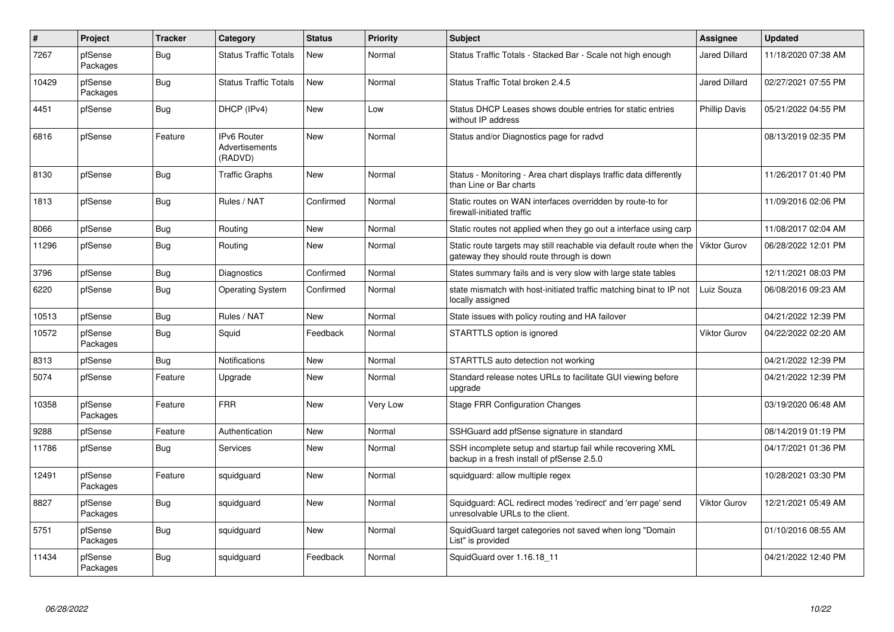| # | Project | Tracker | Category | Status | Priority | Subject | Assignee | Updated |
| --- | --- | --- | --- | --- | --- | --- | --- | --- |
| 7267 | pfSense Packages | Bug | Status Traffic Totals | New | Normal | Status Traffic Totals - Stacked Bar - Scale not high enough | Jared Dillard | 11/18/2020 07:38 AM |
| 10429 | pfSense Packages | Bug | Status Traffic Totals | New | Normal | Status Traffic Total broken 2.4.5 | Jared Dillard | 02/27/2021 07:55 PM |
| 4451 | pfSense | Bug | DHCP (IPv4) | New | Low | Status DHCP Leases shows double entries for static entries without IP address | Phillip Davis | 05/21/2022 04:55 PM |
| 6816 | pfSense | Feature | IPv6 Router Advertisements (RADVD) | New | Normal | Status and/or Diagnostics page for radvd | | 08/13/2019 02:35 PM |
| 8130 | pfSense | Bug | Traffic Graphs | New | Normal | Status - Monitoring - Area chart displays traffic data differently than Line or Bar charts | | 11/26/2017 01:40 PM |
| 1813 | pfSense | Bug | Rules / NAT | Confirmed | Normal | Static routes on WAN interfaces overridden by route-to for firewall-initiated traffic | | 11/09/2016 02:06 PM |
| 8066 | pfSense | Bug | Routing | New | Normal | Static routes not applied when they go out a interface using carp | | 11/08/2017 02:04 AM |
| 11296 | pfSense | Bug | Routing | New | Normal | Static route targets may still reachable via default route when the gateway they should route through is down | Viktor Gurov | 06/28/2022 12:01 PM |
| 3796 | pfSense | Bug | Diagnostics | Confirmed | Normal | States summary fails and is very slow with large state tables | | 12/11/2021 08:03 PM |
| 6220 | pfSense | Bug | Operating System | Confirmed | Normal | state mismatch with host-initiated traffic matching binat to IP not locally assigned | Luiz Souza | 06/08/2016 09:23 AM |
| 10513 | pfSense | Bug | Rules / NAT | New | Normal | State issues with policy routing and HA failover | | 04/21/2022 12:39 PM |
| 10572 | pfSense Packages | Bug | Squid | Feedback | Normal | STARTTLS option is ignored | Viktor Gurov | 04/22/2022 02:20 AM |
| 8313 | pfSense | Bug | Notifications | New | Normal | STARTTLS auto detection not working | | 04/21/2022 12:39 PM |
| 5074 | pfSense | Feature | Upgrade | New | Normal | Standard release notes URLs to facilitate GUI viewing before upgrade | | 04/21/2022 12:39 PM |
| 10358 | pfSense Packages | Feature | FRR | New | Very Low | Stage FRR Configuration Changes | | 03/19/2020 06:48 AM |
| 9288 | pfSense | Feature | Authentication | New | Normal | SSHGuard add pfSense signature in standard | | 08/14/2019 01:19 PM |
| 11786 | pfSense | Bug | Services | New | Normal | SSH incomplete setup and startup fail while recovering XML backup in a fresh install of pfSense 2.5.0 | | 04/17/2021 01:36 PM |
| 12491 | pfSense Packages | Feature | squidguard | New | Normal | squidguard: allow multiple regex | | 10/28/2021 03:30 PM |
| 8827 | pfSense Packages | Bug | squidguard | New | Normal | Squidguard: ACL redirect modes 'redirect' and 'err page' send unresolvable URLs to the client. | Viktor Gurov | 12/21/2021 05:49 AM |
| 5751 | pfSense Packages | Bug | squidguard | New | Normal | SquidGuard target categories not saved when long "Domain List" is provided | | 01/10/2016 08:55 AM |
| 11434 | pfSense Packages | Bug | squidguard | Feedback | Normal | SquidGuard over 1.16.18_11 | | 04/21/2022 12:40 PM |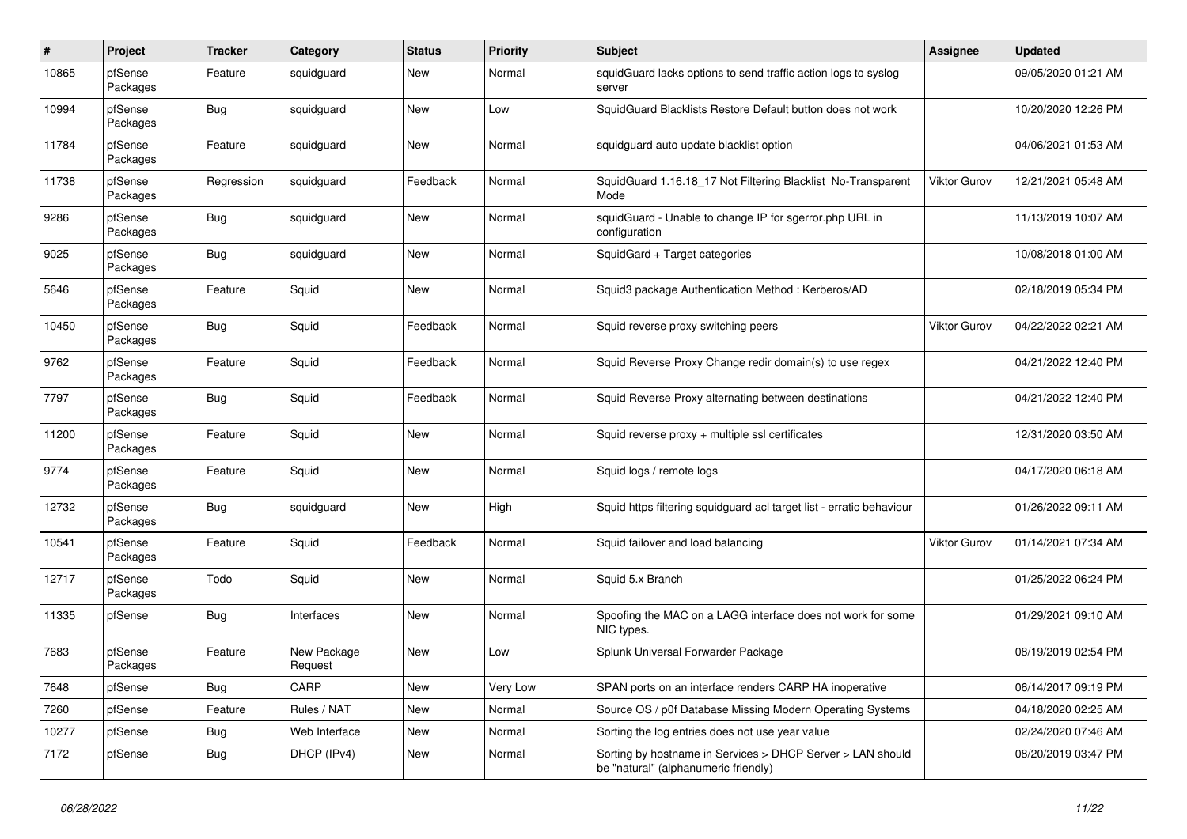| # | Project | Tracker | Category | Status | Priority | Subject | Assignee | Updated |
|---|---|---|---|---|---|---|---|---|
| 10865 | pfSense Packages | Feature | squidguard | New | Normal | squidGuard lacks options to send traffic action logs to syslog server | | 09/05/2020 01:21 AM |
| 10994 | pfSense Packages | Bug | squidguard | New | Low | SquidGuard Blacklists Restore Default button does not work | | 10/20/2020 12:26 PM |
| 11784 | pfSense Packages | Feature | squidguard | New | Normal | squidguard auto update blacklist option | | 04/06/2021 01:53 AM |
| 11738 | pfSense Packages | Regression | squidguard | Feedback | Normal | SquidGuard 1.16.18_17 Not Filtering Blacklist No-Transparent Mode | Viktor Gurov | 12/21/2021 05:48 AM |
| 9286 | pfSense Packages | Bug | squidguard | New | Normal | squidGuard - Unable to change IP for sgerror.php URL in configuration | | 11/13/2019 10:07 AM |
| 9025 | pfSense Packages | Bug | squidguard | New | Normal | SquidGard + Target categories | | 10/08/2018 01:00 AM |
| 5646 | pfSense Packages | Feature | Squid | New | Normal | Squid3 package Authentication Method : Kerberos/AD | | 02/18/2019 05:34 PM |
| 10450 | pfSense Packages | Bug | Squid | Feedback | Normal | Squid reverse proxy switching peers | Viktor Gurov | 04/22/2022 02:21 AM |
| 9762 | pfSense Packages | Feature | Squid | Feedback | Normal | Squid Reverse Proxy Change redir domain(s) to use regex | | 04/21/2022 12:40 PM |
| 7797 | pfSense Packages | Bug | Squid | Feedback | Normal | Squid Reverse Proxy alternating between destinations | | 04/21/2022 12:40 PM |
| 11200 | pfSense Packages | Feature | Squid | New | Normal | Squid reverse proxy + multiple ssl certificates | | 12/31/2020 03:50 AM |
| 9774 | pfSense Packages | Feature | Squid | New | Normal | Squid logs / remote logs | | 04/17/2020 06:18 AM |
| 12732 | pfSense Packages | Bug | squidguard | New | High | Squid https filtering squidguard acl target list - erratic behaviour | | 01/26/2022 09:11 AM |
| 10541 | pfSense Packages | Feature | Squid | Feedback | Normal | Squid failover and load balancing | Viktor Gurov | 01/14/2021 07:34 AM |
| 12717 | pfSense Packages | Todo | Squid | New | Normal | Squid 5.x Branch | | 01/25/2022 06:24 PM |
| 11335 | pfSense | Bug | Interfaces | New | Normal | Spoofing the MAC on a LAGG interface does not work for some NIC types. | | 01/29/2021 09:10 AM |
| 7683 | pfSense Packages | Feature | New Package Request | New | Low | Splunk Universal Forwarder Package | | 08/19/2019 02:54 PM |
| 7648 | pfSense | Bug | CARP | New | Very Low | SPAN ports on an interface renders CARP HA inoperative | | 06/14/2017 09:19 PM |
| 7260 | pfSense | Feature | Rules / NAT | New | Normal | Source OS / p0f Database Missing Modern Operating Systems | | 04/18/2020 02:25 AM |
| 10277 | pfSense | Bug | Web Interface | New | Normal | Sorting the log entries does not use year value | | 02/24/2020 07:46 AM |
| 7172 | pfSense | Bug | DHCP (IPv4) | New | Normal | Sorting by hostname in Services > DHCP Server > LAN should be "natural" (alphanumeric friendly) | | 08/20/2019 03:47 PM |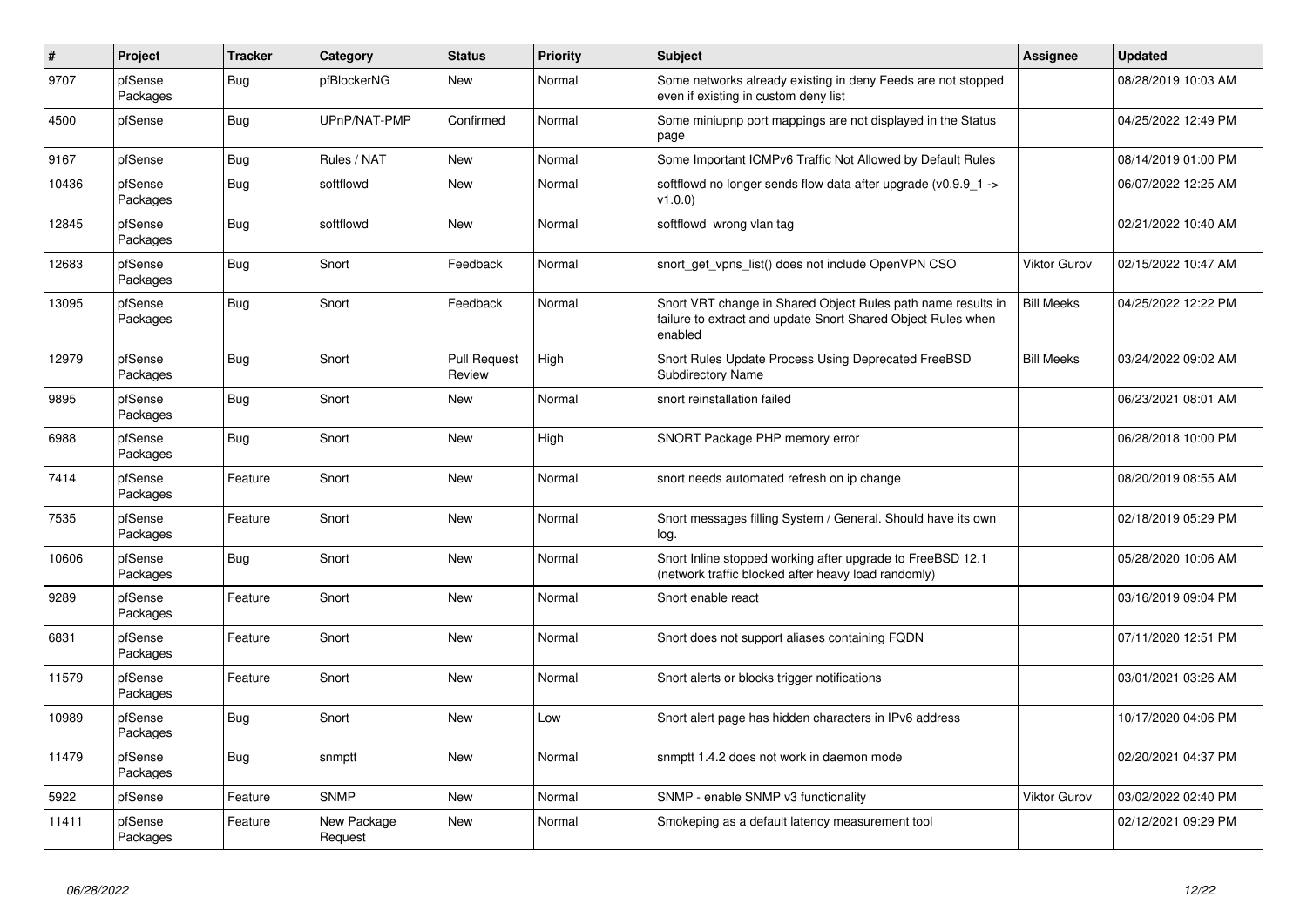| # | Project | Tracker | Category | Status | Priority | Subject | Assignee | Updated |
|---|---|---|---|---|---|---|---|---|
| 9707 | pfSense Packages | Bug | pfBlockerNG | New | Normal | Some networks already existing in deny Feeds are not stopped even if existing in custom deny list | | 08/28/2019 10:03 AM |
| 4500 | pfSense | Bug | UPnP/NAT-PMP | Confirmed | Normal | Some miniupnp port mappings are not displayed in the Status page | | 04/25/2022 12:49 PM |
| 9167 | pfSense | Bug | Rules / NAT | New | Normal | Some Important ICMPv6 Traffic Not Allowed by Default Rules | | 08/14/2019 01:00 PM |
| 10436 | pfSense Packages | Bug | softflowd | New | Normal | softflowd no longer sends flow data after upgrade (v0.9.9_1 -> v1.0.0) | | 06/07/2022 12:25 AM |
| 12845 | pfSense Packages | Bug | softflowd | New | Normal | softflowd wrong vlan tag | | 02/21/2022 10:40 AM |
| 12683 | pfSense Packages | Bug | Snort | Feedback | Normal | snort_get_vpns_list() does not include OpenVPN CSO | Viktor Gurov | 02/15/2022 10:47 AM |
| 13095 | pfSense Packages | Bug | Snort | Feedback | Normal | Snort VRT change in Shared Object Rules path name results in failure to extract and update Snort Shared Object Rules when enabled | Bill Meeks | 04/25/2022 12:22 PM |
| 12979 | pfSense Packages | Bug | Snort | Pull Request Review | High | Snort Rules Update Process Using Deprecated FreeBSD Subdirectory Name | Bill Meeks | 03/24/2022 09:02 AM |
| 9895 | pfSense Packages | Bug | Snort | New | Normal | snort reinstallation failed | | 06/23/2021 08:01 AM |
| 6988 | pfSense Packages | Bug | Snort | New | High | SNORT Package PHP memory error | | 06/28/2018 10:00 PM |
| 7414 | pfSense Packages | Feature | Snort | New | Normal | snort needs automated refresh on ip change | | 08/20/2019 08:55 AM |
| 7535 | pfSense Packages | Feature | Snort | New | Normal | Snort messages filling System / General. Should have its own log. | | 02/18/2019 05:29 PM |
| 10606 | pfSense Packages | Bug | Snort | New | Normal | Snort Inline stopped working after upgrade to FreeBSD 12.1 (network traffic blocked after heavy load randomly) | | 05/28/2020 10:06 AM |
| 9289 | pfSense Packages | Feature | Snort | New | Normal | Snort enable react | | 03/16/2019 09:04 PM |
| 6831 | pfSense Packages | Feature | Snort | New | Normal | Snort does not support aliases containing FQDN | | 07/11/2020 12:51 PM |
| 11579 | pfSense Packages | Feature | Snort | New | Normal | Snort alerts or blocks trigger notifications | | 03/01/2021 03:26 AM |
| 10989 | pfSense Packages | Bug | Snort | New | Low | Snort alert page has hidden characters in IPv6 address | | 10/17/2020 04:06 PM |
| 11479 | pfSense Packages | Bug | snmptt | New | Normal | snmptt 1.4.2 does not work in daemon mode | | 02/20/2021 04:37 PM |
| 5922 | pfSense | Feature | SNMP | New | Normal | SNMP - enable SNMP v3 functionality | Viktor Gurov | 03/02/2022 02:40 PM |
| 11411 | pfSense Packages | Feature | New Package Request | New | Normal | Smokeping as a default latency measurement tool | | 02/12/2021 09:29 PM |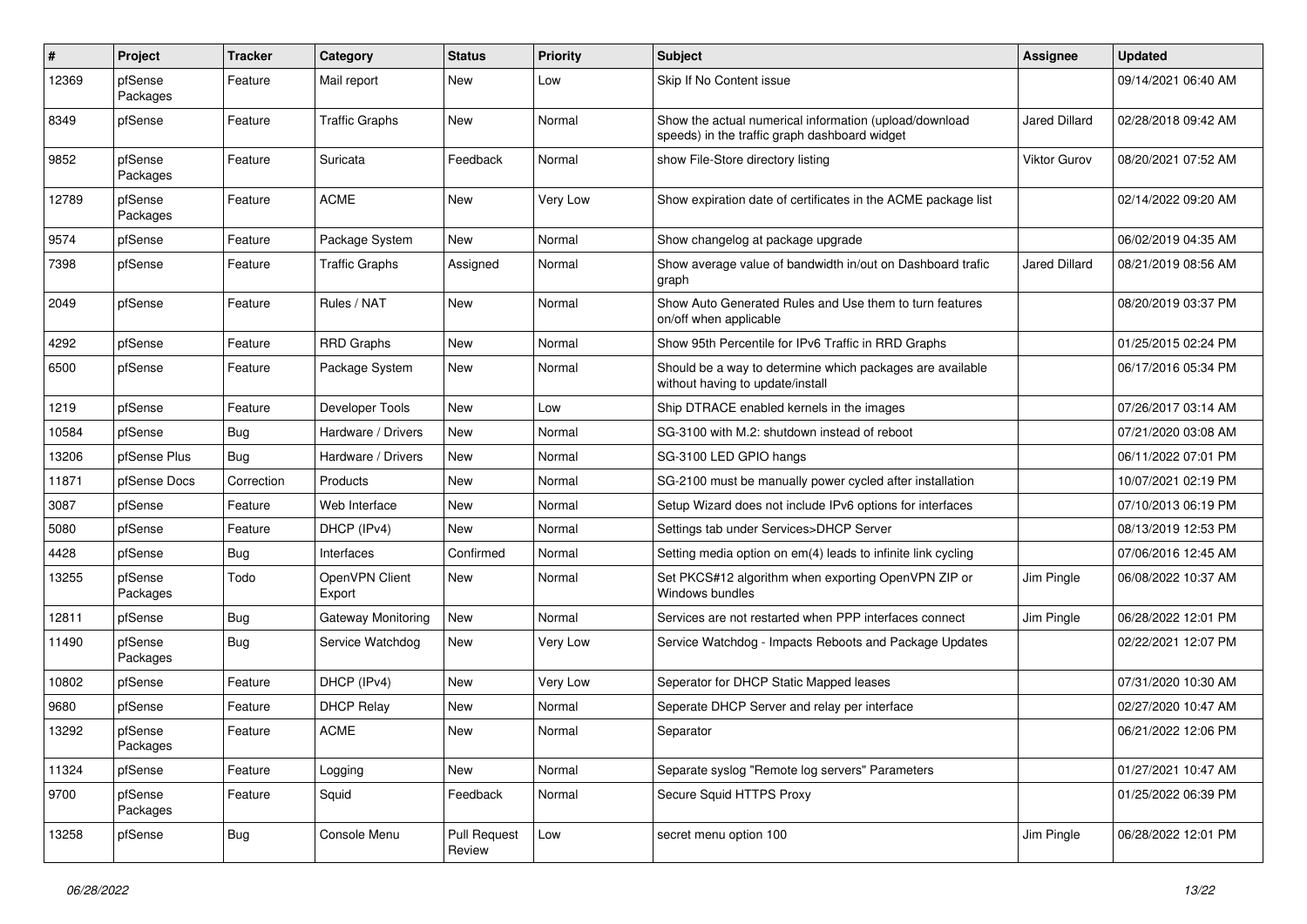| # | Project | Tracker | Category | Status | Priority | Subject | Assignee | Updated |
|---|---|---|---|---|---|---|---|---|
| 12369 | pfSense Packages | Feature | Mail report | New | Low | Skip If No Content issue | | 09/14/2021 06:40 AM |
| 8349 | pfSense | Feature | Traffic Graphs | New | Normal | Show the actual numerical information (upload/download speeds) in the traffic graph dashboard widget | Jared Dillard | 02/28/2018 09:42 AM |
| 9852 | pfSense Packages | Feature | Suricata | Feedback | Normal | show File-Store directory listing | Viktor Gurov | 08/20/2021 07:52 AM |
| 12789 | pfSense Packages | Feature | ACME | New | Very Low | Show expiration date of certificates in the ACME package list | | 02/14/2022 09:20 AM |
| 9574 | pfSense | Feature | Package System | New | Normal | Show changelog at package upgrade | | 06/02/2019 04:35 AM |
| 7398 | pfSense | Feature | Traffic Graphs | Assigned | Normal | Show average value of bandwidth in/out on Dashboard trafic graph | Jared Dillard | 08/21/2019 08:56 AM |
| 2049 | pfSense | Feature | Rules / NAT | New | Normal | Show Auto Generated Rules and Use them to turn features on/off when applicable | | 08/20/2019 03:37 PM |
| 4292 | pfSense | Feature | RRD Graphs | New | Normal | Show 95th Percentile for IPv6 Traffic in RRD Graphs | | 01/25/2015 02:24 PM |
| 6500 | pfSense | Feature | Package System | New | Normal | Should be a way to determine which packages are available without having to update/install | | 06/17/2016 05:34 PM |
| 1219 | pfSense | Feature | Developer Tools | New | Low | Ship DTRACE enabled kernels in the images | | 07/26/2017 03:14 AM |
| 10584 | pfSense | Bug | Hardware / Drivers | New | Normal | SG-3100 with M.2: shutdown instead of reboot | | 07/21/2020 03:08 AM |
| 13206 | pfSense Plus | Bug | Hardware / Drivers | New | Normal | SG-3100 LED GPIO hangs | | 06/11/2022 07:01 PM |
| 11871 | pfSense Docs | Correction | Products | New | Normal | SG-2100 must be manually power cycled after installation | | 10/07/2021 02:19 PM |
| 3087 | pfSense | Feature | Web Interface | New | Normal | Setup Wizard does not include IPv6 options for interfaces | | 07/10/2013 06:19 PM |
| 5080 | pfSense | Feature | DHCP (IPv4) | New | Normal | Settings tab under Services>DHCP Server | | 08/13/2019 12:53 PM |
| 4428 | pfSense | Bug | Interfaces | Confirmed | Normal | Setting media option on em(4) leads to infinite link cycling | | 07/06/2016 12:45 AM |
| 13255 | pfSense Packages | Todo | OpenVPN Client Export | New | Normal | Set PKCS#12 algorithm when exporting OpenVPN ZIP or Windows bundles | Jim Pingle | 06/08/2022 10:37 AM |
| 12811 | pfSense | Bug | Gateway Monitoring | New | Normal | Services are not restarted when PPP interfaces connect | Jim Pingle | 06/28/2022 12:01 PM |
| 11490 | pfSense Packages | Bug | Service Watchdog | New | Very Low | Service Watchdog - Impacts Reboots and Package Updates | | 02/22/2021 12:07 PM |
| 10802 | pfSense | Feature | DHCP (IPv4) | New | Very Low | Seperator for DHCP Static Mapped leases | | 07/31/2020 10:30 AM |
| 9680 | pfSense | Feature | DHCP Relay | New | Normal | Seperate DHCP Server and relay per interface | | 02/27/2020 10:47 AM |
| 13292 | pfSense Packages | Feature | ACME | New | Normal | Separator | | 06/21/2022 12:06 PM |
| 11324 | pfSense | Feature | Logging | New | Normal | Separate syslog "Remote log servers" Parameters | | 01/27/2021 10:47 AM |
| 9700 | pfSense Packages | Feature | Squid | Feedback | Normal | Secure Squid HTTPS Proxy | | 01/25/2022 06:39 PM |
| 13258 | pfSense | Bug | Console Menu | Pull Request Review | Low | secret menu option 100 | Jim Pingle | 06/28/2022 12:01 PM |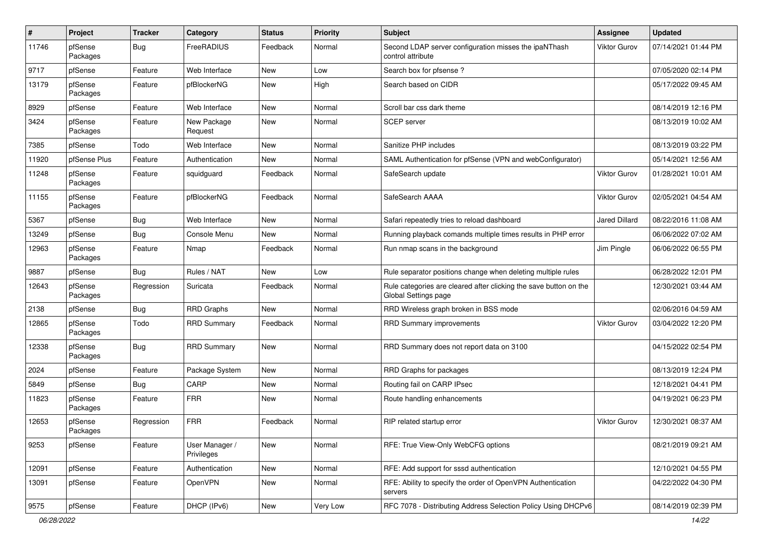| # | Project | Tracker | Category | Status | Priority | Subject | Assignee | Updated |
|---|---|---|---|---|---|---|---|---|
| 11746 | pfSense Packages | Bug | FreeRADIUS | Feedback | Normal | Second LDAP server configuration misses the ipaNThash control attribute | Viktor Gurov | 07/14/2021 01:44 PM |
| 9717 | pfSense | Feature | Web Interface | New | Low | Search box for pfsense ? | | 07/05/2020 02:14 PM |
| 13179 | pfSense Packages | Feature | pfBlockerNG | New | High | Search based on CIDR | | 05/17/2022 09:45 AM |
| 8929 | pfSense | Feature | Web Interface | New | Normal | Scroll bar css dark theme | | 08/14/2019 12:16 PM |
| 3424 | pfSense Packages | Feature | New Package Request | New | Normal | SCEP server | | 08/13/2019 10:02 AM |
| 7385 | pfSense | Todo | Web Interface | New | Normal | Sanitize PHP includes | | 08/13/2019 03:22 PM |
| 11920 | pfSense Plus | Feature | Authentication | New | Normal | SAML Authentication for pfSense (VPN and webConfigurator) | | 05/14/2021 12:56 AM |
| 11248 | pfSense Packages | Feature | squidguard | Feedback | Normal | SafeSearch update | Viktor Gurov | 01/28/2021 10:01 AM |
| 11155 | pfSense Packages | Feature | pfBlockerNG | Feedback | Normal | SafeSearch AAAA | Viktor Gurov | 02/05/2021 04:54 AM |
| 5367 | pfSense | Bug | Web Interface | New | Normal | Safari repeatedly tries to reload dashboard | Jared Dillard | 08/22/2016 11:08 AM |
| 13249 | pfSense | Bug | Console Menu | New | Normal | Running playback comands multiple times results in PHP error | | 06/06/2022 07:02 AM |
| 12963 | pfSense Packages | Feature | Nmap | Feedback | Normal | Run nmap scans in the background | Jim Pingle | 06/06/2022 06:55 PM |
| 9887 | pfSense | Bug | Rules / NAT | New | Low | Rule separator positions change when deleting multiple rules | | 06/28/2022 12:01 PM |
| 12643 | pfSense Packages | Regression | Suricata | Feedback | Normal | Rule categories are cleared after clicking the save button on the Global Settings page | | 12/30/2021 03:44 AM |
| 2138 | pfSense | Bug | RRD Graphs | New | Normal | RRD Wireless graph broken in BSS mode | | 02/06/2016 04:59 AM |
| 12865 | pfSense Packages | Todo | RRD Summary | Feedback | Normal | RRD Summary improvements | Viktor Gurov | 03/04/2022 12:20 PM |
| 12338 | pfSense Packages | Bug | RRD Summary | New | Normal | RRD Summary does not report data on 3100 | | 04/15/2022 02:54 PM |
| 2024 | pfSense | Feature | Package System | New | Normal | RRD Graphs for packages | | 08/13/2019 12:24 PM |
| 5849 | pfSense | Bug | CARP | New | Normal | Routing fail on CARP IPsec | | 12/18/2021 04:41 PM |
| 11823 | pfSense Packages | Feature | FRR | New | Normal | Route handling enhancements | | 04/19/2021 06:23 PM |
| 12653 | pfSense Packages | Regression | FRR | Feedback | Normal | RIP related startup error | Viktor Gurov | 12/30/2021 08:37 AM |
| 9253 | pfSense | Feature | User Manager / Privileges | New | Normal | RFE: True View-Only WebCFG options | | 08/21/2019 09:21 AM |
| 12091 | pfSense | Feature | Authentication | New | Normal | RFE: Add support for sssd authentication | | 12/10/2021 04:55 PM |
| 13091 | pfSense | Feature | OpenVPN | New | Normal | RFE: Ability to specify the order of OpenVPN Authentication servers | | 04/22/2022 04:30 PM |
| 9575 | pfSense | Feature | DHCP (IPv6) | New | Very Low | RFC 7078 - Distributing Address Selection Policy Using DHCPv6 | | 08/14/2019 02:39 PM |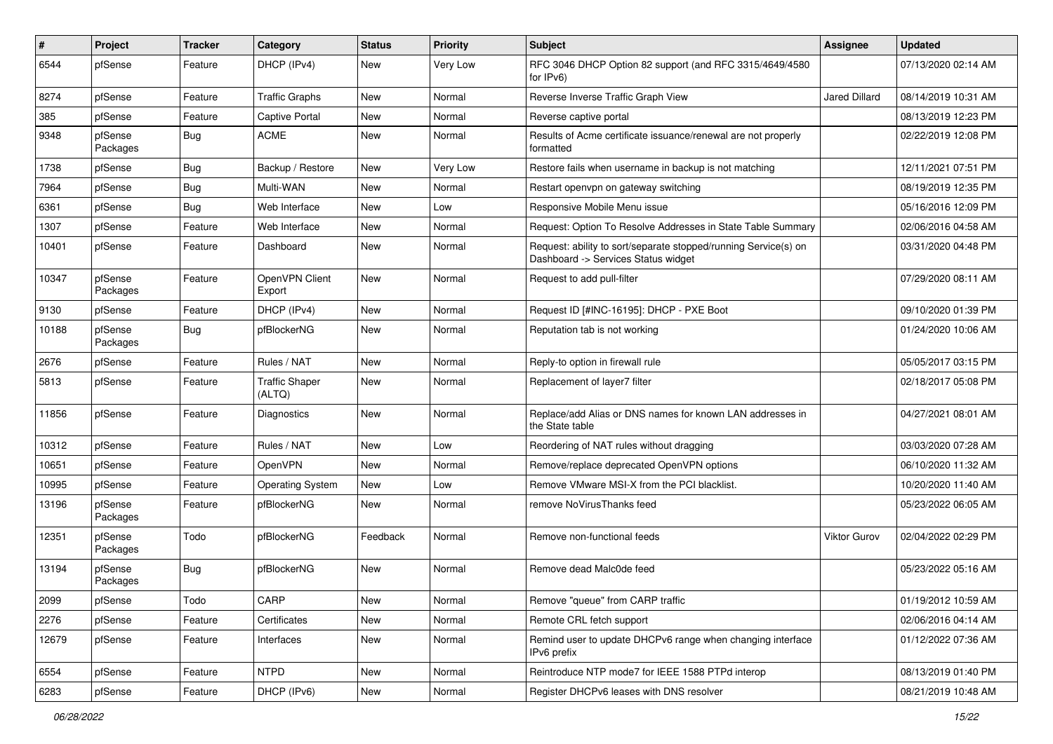| # | Project | Tracker | Category | Status | Priority | Subject | Assignee | Updated |
|---|---|---|---|---|---|---|---|---|
| 6544 | pfSense | Feature | DHCP (IPv4) | New | Very Low | RFC 3046 DHCP Option 82 support (and RFC 3315/4649/4580 for IPv6) | | 07/13/2020 02:14 AM |
| 8274 | pfSense | Feature | Traffic Graphs | New | Normal | Reverse Inverse Traffic Graph View | Jared Dillard | 08/14/2019 10:31 AM |
| 385 | pfSense | Feature | Captive Portal | New | Normal | Reverse captive portal | | 08/13/2019 12:23 PM |
| 9348 | pfSense Packages | Bug | ACME | New | Normal | Results of Acme certificate issuance/renewal are not properly formatted | | 02/22/2019 12:08 PM |
| 1738 | pfSense | Bug | Backup / Restore | New | Very Low | Restore fails when username in backup is not matching | | 12/11/2021 07:51 PM |
| 7964 | pfSense | Bug | Multi-WAN | New | Normal | Restart openvpn on gateway switching | | 08/19/2019 12:35 PM |
| 6361 | pfSense | Bug | Web Interface | New | Low | Responsive Mobile Menu issue | | 05/16/2016 12:09 PM |
| 1307 | pfSense | Feature | Web Interface | New | Normal | Request: Option To Resolve Addresses in State Table Summary | | 02/06/2016 04:58 AM |
| 10401 | pfSense | Feature | Dashboard | New | Normal | Request: ability to sort/separate stopped/running Service(s) on Dashboard -> Services Status widget | | 03/31/2020 04:48 PM |
| 10347 | pfSense Packages | Feature | OpenVPN Client Export | New | Normal | Request to add pull-filter | | 07/29/2020 08:11 AM |
| 9130 | pfSense | Feature | DHCP (IPv4) | New | Normal | Request ID [#INC-16195]: DHCP - PXE Boot | | 09/10/2020 01:39 PM |
| 10188 | pfSense Packages | Bug | pfBlockerNG | New | Normal | Reputation tab is not working | | 01/24/2020 10:06 AM |
| 2676 | pfSense | Feature | Rules / NAT | New | Normal | Reply-to option in firewall rule | | 05/05/2017 03:15 PM |
| 5813 | pfSense | Feature | Traffic Shaper (ALTQ) | New | Normal | Replacement of layer7 filter | | 02/18/2017 05:08 PM |
| 11856 | pfSense | Feature | Diagnostics | New | Normal | Replace/add Alias or DNS names for known LAN addresses in the State table | | 04/27/2021 08:01 AM |
| 10312 | pfSense | Feature | Rules / NAT | New | Low | Reordering of NAT rules without dragging | | 03/03/2020 07:28 AM |
| 10651 | pfSense | Feature | OpenVPN | New | Normal | Remove/replace deprecated OpenVPN options | | 06/10/2020 11:32 AM |
| 10995 | pfSense | Feature | Operating System | New | Low | Remove VMware MSI-X from the PCI blacklist. | | 10/20/2020 11:40 AM |
| 13196 | pfSense Packages | Feature | pfBlockerNG | New | Normal | remove NoVirusThanks feed | | 05/23/2022 06:05 AM |
| 12351 | pfSense Packages | Todo | pfBlockerNG | Feedback | Normal | Remove non-functional feeds | Viktor Gurov | 02/04/2022 02:29 PM |
| 13194 | pfSense Packages | Bug | pfBlockerNG | New | Normal | Remove dead Malc0de feed | | 05/23/2022 05:16 AM |
| 2099 | pfSense | Todo | CARP | New | Normal | Remove "queue" from CARP traffic | | 01/19/2012 10:59 AM |
| 2276 | pfSense | Feature | Certificates | New | Normal | Remote CRL fetch support | | 02/06/2016 04:14 AM |
| 12679 | pfSense | Feature | Interfaces | New | Normal | Remind user to update DHCPv6 range when changing interface IPv6 prefix | | 01/12/2022 07:36 AM |
| 6554 | pfSense | Feature | NTPD | New | Normal | Reintroduce NTP mode7 for IEEE 1588 PTPd interop | | 08/13/2019 01:40 PM |
| 6283 | pfSense | Feature | DHCP (IPv6) | New | Normal | Register DHCPv6 leases with DNS resolver | | 08/21/2019 10:48 AM |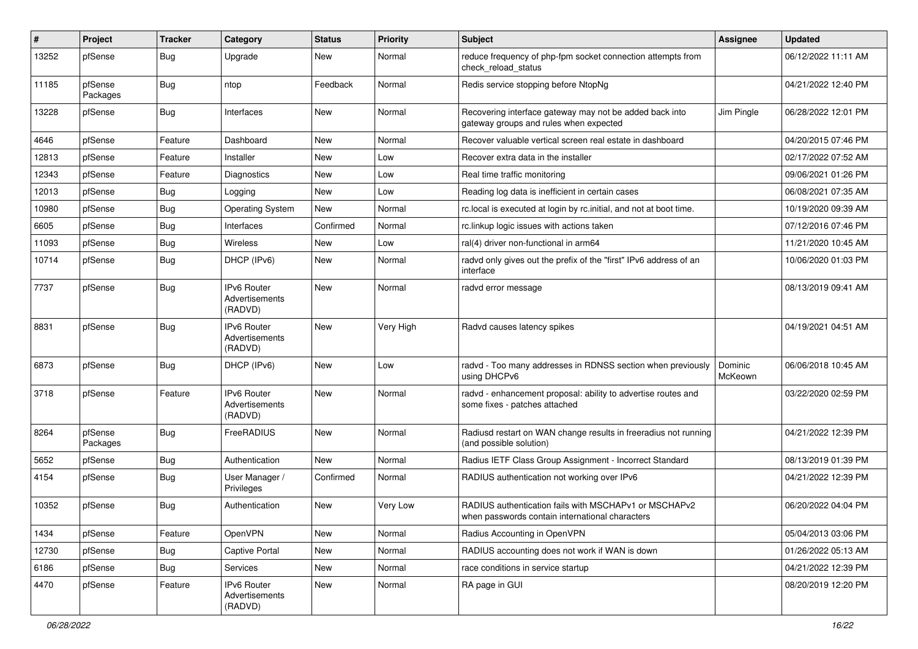| # | Project | Tracker | Category | Status | Priority | Subject | Assignee | Updated |
|---|---|---|---|---|---|---|---|---|
| 13252 | pfSense | Bug | Upgrade | New | Normal | reduce frequency of php-fpm socket connection attempts from check_reload_status | | 06/12/2022 11:11 AM |
| 11185 | pfSense Packages | Bug | ntop | Feedback | Normal | Redis service stopping before NtopNg | | 04/21/2022 12:40 PM |
| 13228 | pfSense | Bug | Interfaces | New | Normal | Recovering interface gateway may not be added back into gateway groups and rules when expected | Jim Pingle | 06/28/2022 12:01 PM |
| 4646 | pfSense | Feature | Dashboard | New | Normal | Recover valuable vertical screen real estate in dashboard | | 04/20/2015 07:46 PM |
| 12813 | pfSense | Feature | Installer | New | Low | Recover extra data in the installer | | 02/17/2022 07:52 AM |
| 12343 | pfSense | Feature | Diagnostics | New | Low | Real time traffic monitoring | | 09/06/2021 01:26 PM |
| 12013 | pfSense | Bug | Logging | New | Low | Reading log data is inefficient in certain cases | | 06/08/2021 07:35 AM |
| 10980 | pfSense | Bug | Operating System | New | Normal | rc.local is executed at login by rc.initial, and not at boot time. | | 10/19/2020 09:39 AM |
| 6605 | pfSense | Bug | Interfaces | Confirmed | Normal | rc.linkup logic issues with actions taken | | 07/12/2016 07:46 PM |
| 11093 | pfSense | Bug | Wireless | New | Low | ral(4) driver non-functional in arm64 | | 11/21/2020 10:45 AM |
| 10714 | pfSense | Bug | DHCP (IPv6) | New | Normal | radvd only gives out the prefix of the "first" IPv6 address of an interface | | 10/06/2020 01:03 PM |
| 7737 | pfSense | Bug | IPv6 Router Advertisements (RADVD) | New | Normal | radvd error message | | 08/13/2019 09:41 AM |
| 8831 | pfSense | Bug | IPv6 Router Advertisements (RADVD) | New | Very High | Radvd causes latency spikes | | 04/19/2021 04:51 AM |
| 6873 | pfSense | Bug | DHCP (IPv6) | New | Low | radvd - Too many addresses in RDNSS section when previously using DHCPv6 | Dominic McKeown | 06/06/2018 10:45 AM |
| 3718 | pfSense | Feature | IPv6 Router Advertisements (RADVD) | New | Normal | radvd - enhancement proposal: ability to advertise routes and some fixes - patches attached | | 03/22/2020 02:59 PM |
| 8264 | pfSense Packages | Bug | FreeRADIUS | New | Normal | Radiusd restart on WAN change results in freeradius not running (and possible solution) | | 04/21/2022 12:39 PM |
| 5652 | pfSense | Bug | Authentication | New | Normal | Radius IETF Class Group Assignment - Incorrect Standard | | 08/13/2019 01:39 PM |
| 4154 | pfSense | Bug | User Manager / Privileges | Confirmed | Normal | RADIUS authentication not working over IPv6 | | 04/21/2022 12:39 PM |
| 10352 | pfSense | Bug | Authentication | New | Very Low | RADIUS authentication fails with MSCHAPv1 or MSCHAPv2 when passwords contain international characters | | 06/20/2022 04:04 PM |
| 1434 | pfSense | Feature | OpenVPN | New | Normal | Radius Accounting in OpenVPN | | 05/04/2013 03:06 PM |
| 12730 | pfSense | Bug | Captive Portal | New | Normal | RADIUS accounting does not work if WAN is down | | 01/26/2022 05:13 AM |
| 6186 | pfSense | Bug | Services | New | Normal | race conditions in service startup | | 04/21/2022 12:39 PM |
| 4470 | pfSense | Feature | IPv6 Router Advertisements (RADVD) | New | Normal | RA page in GUI | | 08/20/2019 12:20 PM |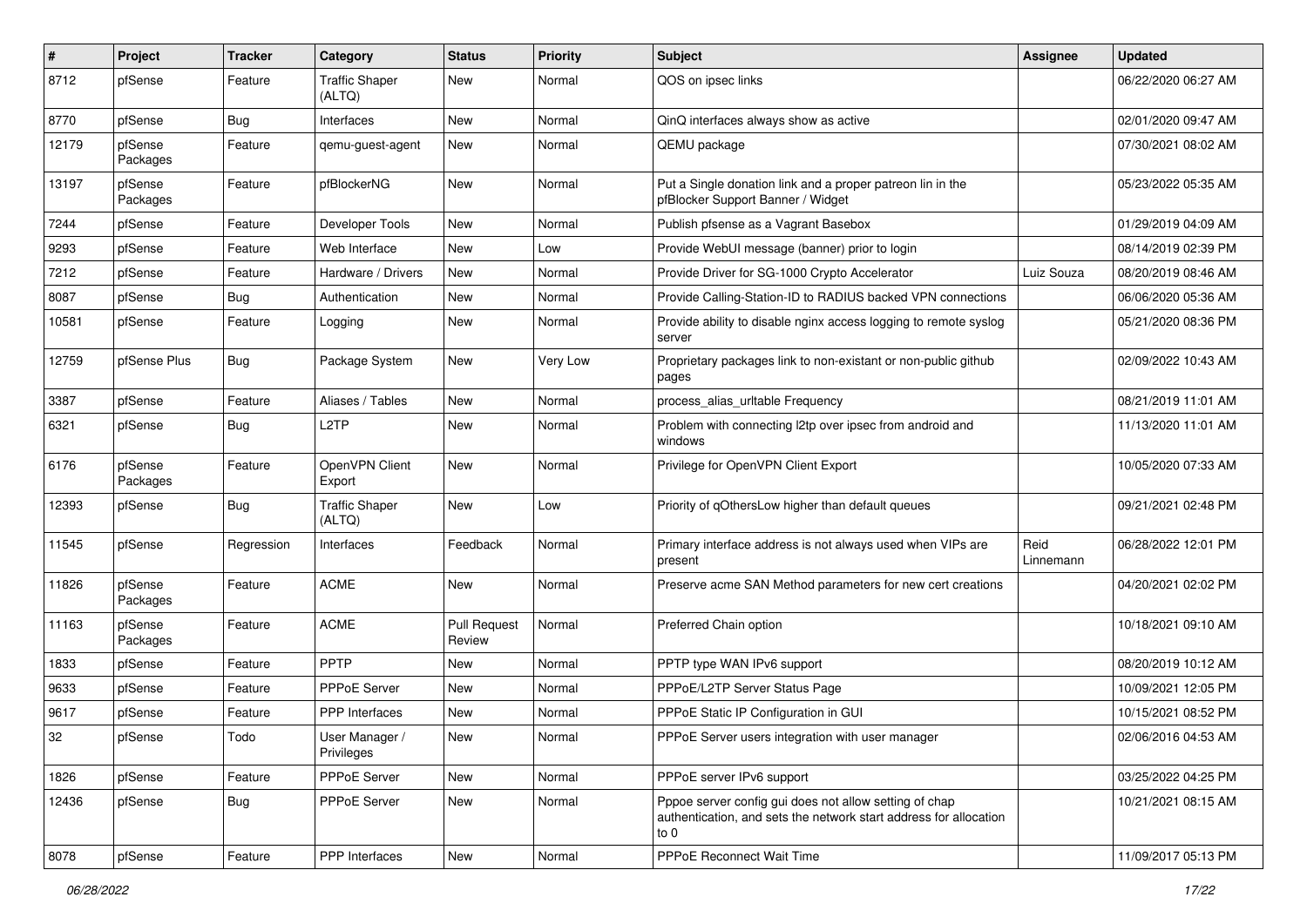| # | Project | Tracker | Category | Status | Priority | Subject | Assignee | Updated |
|---|---|---|---|---|---|---|---|---|
| 8712 | pfSense | Feature | Traffic Shaper (ALTQ) | New | Normal | QOS on ipsec links | | 06/22/2020 06:27 AM |
| 8770 | pfSense | Bug | Interfaces | New | Normal | QinQ interfaces always show as active | | 02/01/2020 09:47 AM |
| 12179 | pfSense Packages | Feature | qemu-guest-agent | New | Normal | QEMU package | | 07/30/2021 08:02 AM |
| 13197 | pfSense Packages | Feature | pfBlockerNG | New | Normal | Put a Single donation link and a proper patreon lin in the pfBlocker Support Banner / Widget | | 05/23/2022 05:35 AM |
| 7244 | pfSense | Feature | Developer Tools | New | Normal | Publish pfsense as a Vagrant Basebox | | 01/29/2019 04:09 AM |
| 9293 | pfSense | Feature | Web Interface | New | Low | Provide WebUI message (banner) prior to login | | 08/14/2019 02:39 PM |
| 7212 | pfSense | Feature | Hardware / Drivers | New | Normal | Provide Driver for SG-1000 Crypto Accelerator | Luiz Souza | 08/20/2019 08:46 AM |
| 8087 | pfSense | Bug | Authentication | New | Normal | Provide Calling-Station-ID to RADIUS backed VPN connections | | 06/06/2020 05:36 AM |
| 10581 | pfSense | Feature | Logging | New | Normal | Provide ability to disable nginx access logging to remote syslog server | | 05/21/2020 08:36 PM |
| 12759 | pfSense Plus | Bug | Package System | New | Very Low | Proprietary packages link to non-existant or non-public github pages | | 02/09/2022 10:43 AM |
| 3387 | pfSense | Feature | Aliases / Tables | New | Normal | process_alias_urltable Frequency | | 08/21/2019 11:01 AM |
| 6321 | pfSense | Bug | L2TP | New | Normal | Problem with connecting l2tp over ipsec from android and windows | | 11/13/2020 11:01 AM |
| 6176 | pfSense Packages | Feature | OpenVPN Client Export | New | Normal | Privilege for OpenVPN Client Export | | 10/05/2020 07:33 AM |
| 12393 | pfSense | Bug | Traffic Shaper (ALTQ) | New | Low | Priority of qOthersLow higher than default queues | | 09/21/2021 02:48 PM |
| 11545 | pfSense | Regression | Interfaces | Feedback | Normal | Primary interface address is not always used when VIPs are present | Reid Linnemann | 06/28/2022 12:01 PM |
| 11826 | pfSense Packages | Feature | ACME | New | Normal | Preserve acme SAN Method parameters for new cert creations | | 04/20/2021 02:02 PM |
| 11163 | pfSense Packages | Feature | ACME | Pull Request Review | Normal | Preferred Chain option | | 10/18/2021 09:10 AM |
| 1833 | pfSense | Feature | PPTP | New | Normal | PPTP type WAN IPv6 support | | 08/20/2019 10:12 AM |
| 9633 | pfSense | Feature | PPPoE Server | New | Normal | PPPoE/L2TP Server Status Page | | 10/09/2021 12:05 PM |
| 9617 | pfSense | Feature | PPP Interfaces | New | Normal | PPPoE Static IP Configuration in GUI | | 10/15/2021 08:52 PM |
| 32 | pfSense | Todo | User Manager / Privileges | New | Normal | PPPoE Server users integration with user manager | | 02/06/2016 04:53 AM |
| 1826 | pfSense | Feature | PPPoE Server | New | Normal | PPPoE server IPv6 support | | 03/25/2022 04:25 PM |
| 12436 | pfSense | Bug | PPPoE Server | New | Normal | Pppoe server config gui does not allow setting of chap authentication, and sets the network start address for allocation to 0 | | 10/21/2021 08:15 AM |
| 8078 | pfSense | Feature | PPP Interfaces | New | Normal | PPPoE Reconnect Wait Time | | 11/09/2017 05:13 PM |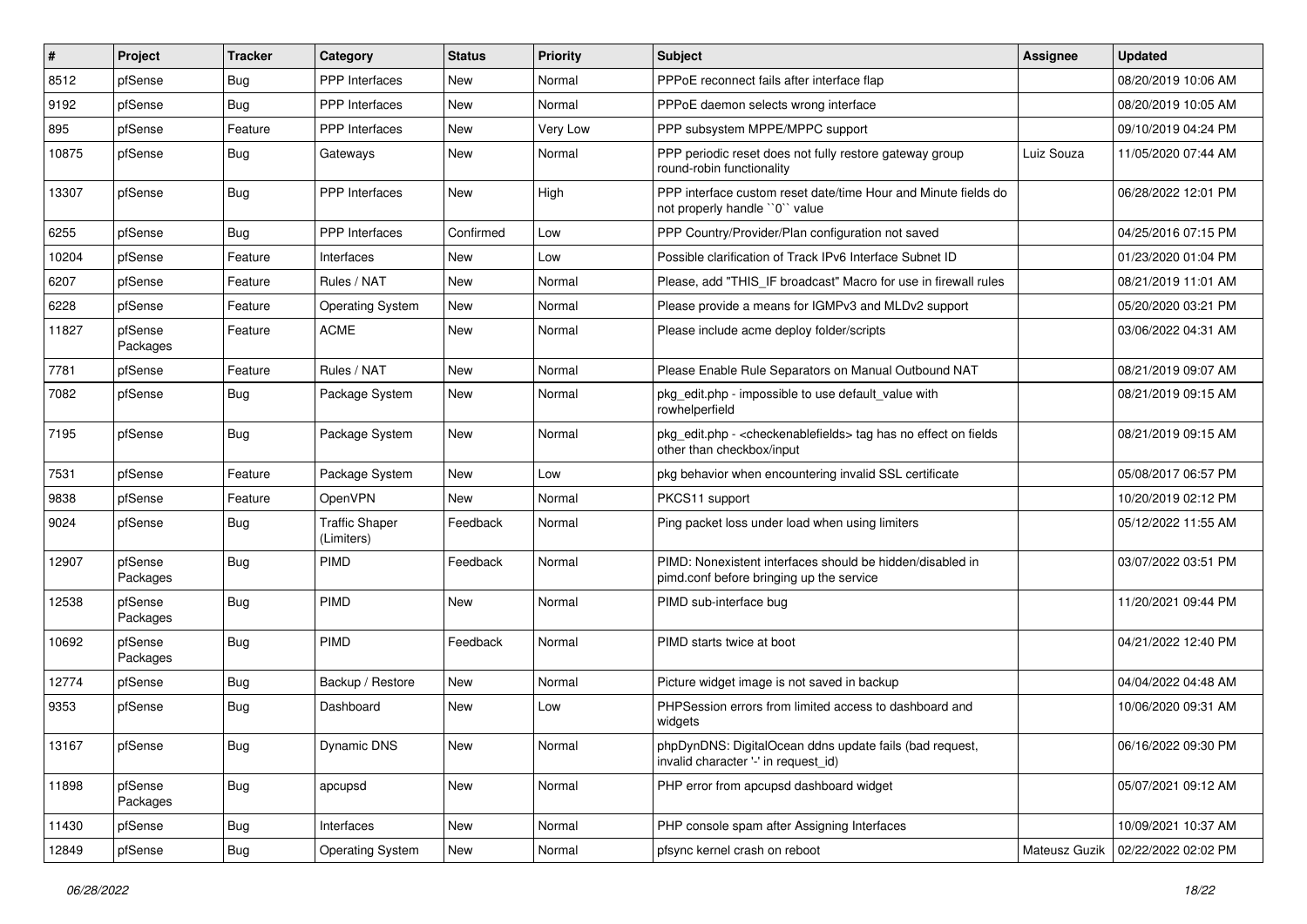| # | Project | Tracker | Category | Status | Priority | Subject | Assignee | Updated |
|---|---|---|---|---|---|---|---|---|
| 8512 | pfSense | Bug | PPP Interfaces | New | Normal | PPPoE reconnect fails after interface flap | | 08/20/2019 10:06 AM |
| 9192 | pfSense | Bug | PPP Interfaces | New | Normal | PPPoE daemon selects wrong interface | | 08/20/2019 10:05 AM |
| 895 | pfSense | Feature | PPP Interfaces | New | Very Low | PPP subsystem MPPE/MPPC support | | 09/10/2019 04:24 PM |
| 10875 | pfSense | Bug | Gateways | New | Normal | PPP periodic reset does not fully restore gateway group round-robin functionality | Luiz Souza | 11/05/2020 07:44 AM |
| 13307 | pfSense | Bug | PPP Interfaces | New | High | PPP interface custom reset date/time Hour and Minute fields do not properly handle ``0`` value | | 06/28/2022 12:01 PM |
| 6255 | pfSense | Bug | PPP Interfaces | Confirmed | Low | PPP Country/Provider/Plan configuration not saved | | 04/25/2016 07:15 PM |
| 10204 | pfSense | Feature | Interfaces | New | Low | Possible clarification of Track IPv6 Interface Subnet ID | | 01/23/2020 01:04 PM |
| 6207 | pfSense | Feature | Rules / NAT | New | Normal | Please, add "THIS_IF broadcast" Macro for use in firewall rules | | 08/21/2019 11:01 AM |
| 6228 | pfSense | Feature | Operating System | New | Normal | Please provide a means for IGMPv3 and MLDv2 support | | 05/20/2020 03:21 PM |
| 11827 | pfSense Packages | Feature | ACME | New | Normal | Please include acme deploy folder/scripts | | 03/06/2022 04:31 AM |
| 7781 | pfSense | Feature | Rules / NAT | New | Normal | Please Enable Rule Separators on Manual Outbound NAT | | 08/21/2019 09:07 AM |
| 7082 | pfSense | Bug | Package System | New | Normal | pkg_edit.php - impossible to use default_value with rowhelperfield | | 08/21/2019 09:15 AM |
| 7195 | pfSense | Bug | Package System | New | Normal | pkg_edit.php - <checkenablefields> tag has no effect on fields other than checkbox/input | | 08/21/2019 09:15 AM |
| 7531 | pfSense | Feature | Package System | New | Low | pkg behavior when encountering invalid SSL certificate | | 05/08/2017 06:57 PM |
| 9838 | pfSense | Feature | OpenVPN | New | Normal | PKCS11 support | | 10/20/2019 02:12 PM |
| 9024 | pfSense | Bug | Traffic Shaper (Limiters) | Feedback | Normal | Ping packet loss under load when using limiters | | 05/12/2022 11:55 AM |
| 12907 | pfSense Packages | Bug | PIMD | Feedback | Normal | PIMD: Nonexistent interfaces should be hidden/disabled in pimd.conf before bringing up the service | | 03/07/2022 03:51 PM |
| 12538 | pfSense Packages | Bug | PIMD | New | Normal | PIMD sub-interface bug | | 11/20/2021 09:44 PM |
| 10692 | pfSense Packages | Bug | PIMD | Feedback | Normal | PIMD starts twice at boot | | 04/21/2022 12:40 PM |
| 12774 | pfSense | Bug | Backup / Restore | New | Normal | Picture widget image is not saved in backup | | 04/04/2022 04:48 AM |
| 9353 | pfSense | Bug | Dashboard | New | Low | PHPSession errors from limited access to dashboard and widgets | | 10/06/2020 09:31 AM |
| 13167 | pfSense | Bug | Dynamic DNS | New | Normal | phpDynDNS: DigitalOcean ddns update fails (bad request, invalid character '-' in request_id) | | 06/16/2022 09:30 PM |
| 11898 | pfSense Packages | Bug | apcupsd | New | Normal | PHP error from apcupsd dashboard widget | | 05/07/2021 09:12 AM |
| 11430 | pfSense | Bug | Interfaces | New | Normal | PHP console spam after Assigning Interfaces | | 10/09/2021 10:37 AM |
| 12849 | pfSense | Bug | Operating System | New | Normal | pfsync kernel crash on reboot | Mateusz Guzik | 02/22/2022 02:02 PM |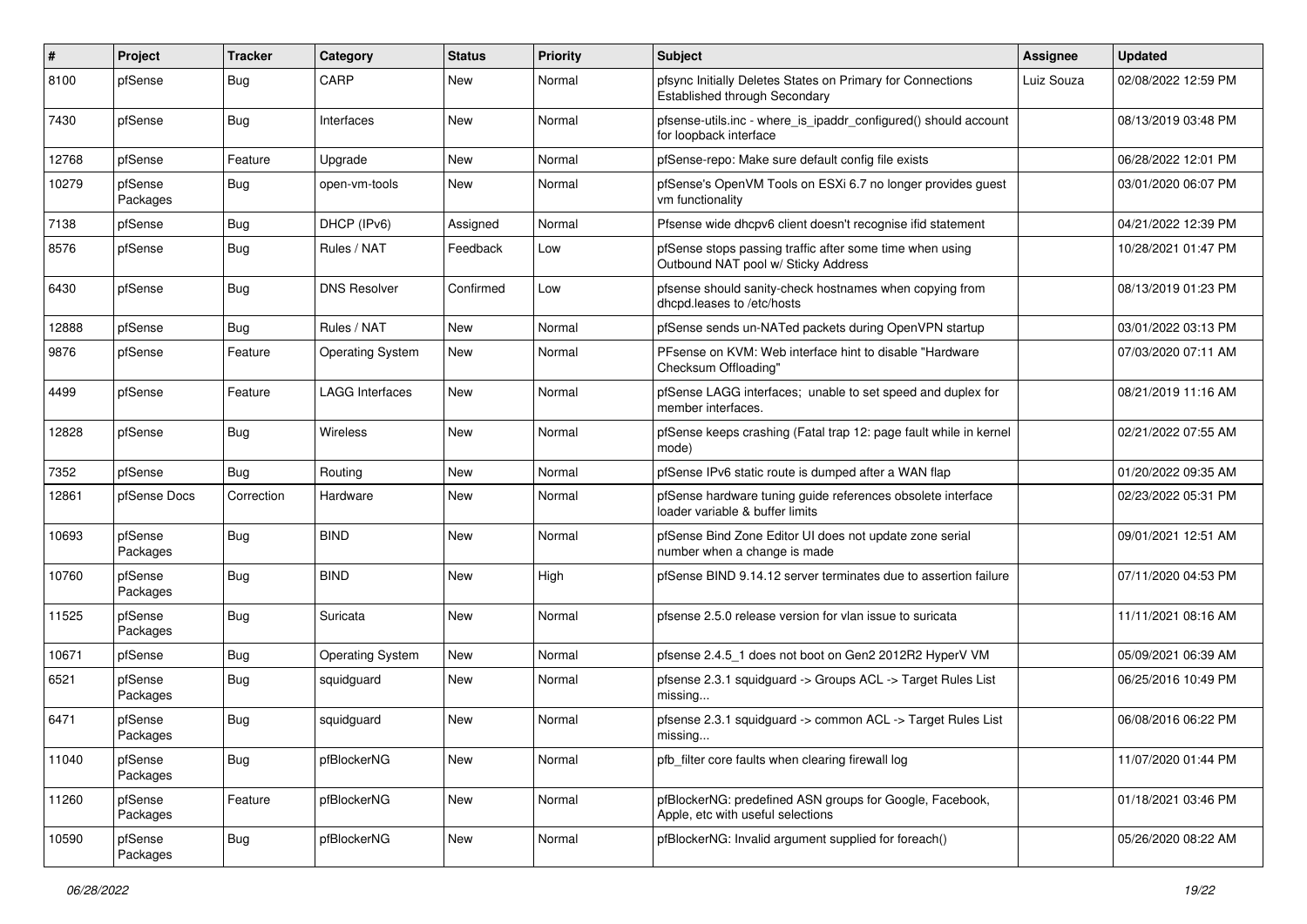| # | Project | Tracker | Category | Status | Priority | Subject | Assignee | Updated |
|---|---|---|---|---|---|---|---|---|
| 8100 | pfSense | Bug | CARP | New | Normal | pfsync Initially Deletes States on Primary for Connections Established through Secondary | Luiz Souza | 02/08/2022 12:59 PM |
| 7430 | pfSense | Bug | Interfaces | New | Normal | pfsense-utils.inc - where_is_ipaddr_configured() should account for loopback interface | | 08/13/2019 03:48 PM |
| 12768 | pfSense | Feature | Upgrade | New | Normal | pfSense-repo: Make sure default config file exists | | 06/28/2022 12:01 PM |
| 10279 | pfSense Packages | Bug | open-vm-tools | New | Normal | pfSense's OpenVM Tools on ESXi 6.7 no longer provides guest vm functionality | | 03/01/2020 06:07 PM |
| 7138 | pfSense | Bug | DHCP (IPv6) | Assigned | Normal | Pfsense wide dhcpv6 client doesn't recognise ifid statement | | 04/21/2022 12:39 PM |
| 8576 | pfSense | Bug | Rules / NAT | Feedback | Low | pfSense stops passing traffic after some time when using Outbound NAT pool w/ Sticky Address | | 10/28/2021 01:47 PM |
| 6430 | pfSense | Bug | DNS Resolver | Confirmed | Low | pfsense should sanity-check hostnames when copying from dhcpd.leases to /etc/hosts | | 08/13/2019 01:23 PM |
| 12888 | pfSense | Bug | Rules / NAT | New | Normal | pfSense sends un-NATed packets during OpenVPN startup | | 03/01/2022 03:13 PM |
| 9876 | pfSense | Feature | Operating System | New | Normal | PFsense on KVM: Web interface hint to disable "Hardware Checksum Offloading" | | 07/03/2020 07:11 AM |
| 4499 | pfSense | Feature | LAGG Interfaces | New | Normal | pfSense LAGG interfaces; unable to set speed and duplex for member interfaces. | | 08/21/2019 11:16 AM |
| 12828 | pfSense | Bug | Wireless | New | Normal | pfSense keeps crashing (Fatal trap 12: page fault while in kernel mode) | | 02/21/2022 07:55 AM |
| 7352 | pfSense | Bug | Routing | New | Normal | pfSense IPv6 static route is dumped after a WAN flap | | 01/20/2022 09:35 AM |
| 12861 | pfSense Docs | Correction | Hardware | New | Normal | pfSense hardware tuning guide references obsolete interface loader variable & buffer limits | | 02/23/2022 05:31 PM |
| 10693 | pfSense Packages | Bug | BIND | New | Normal | pfSense Bind Zone Editor UI does not update zone serial number when a change is made | | 09/01/2021 12:51 AM |
| 10760 | pfSense Packages | Bug | BIND | New | High | pfSense BIND 9.14.12 server terminates due to assertion failure | | 07/11/2020 04:53 PM |
| 11525 | pfSense Packages | Bug | Suricata | New | Normal | pfsense 2.5.0 release version for vlan issue to suricata | | 11/11/2021 08:16 AM |
| 10671 | pfSense | Bug | Operating System | New | Normal | pfsense 2.4.5_1 does not boot on Gen2 2012R2 HyperV VM | | 05/09/2021 06:39 AM |
| 6521 | pfSense Packages | Bug | squidguard | New | Normal | pfsense 2.3.1 squidguard -> Groups ACL -> Target Rules List missing... | | 06/25/2016 10:49 PM |
| 6471 | pfSense Packages | Bug | squidguard | New | Normal | pfsense 2.3.1 squidguard -> common ACL -> Target Rules List missing... | | 06/08/2016 06:22 PM |
| 11040 | pfSense Packages | Bug | pfBlockerNG | New | Normal | pfb_filter core faults when clearing firewall log | | 11/07/2020 01:44 PM |
| 11260 | pfSense Packages | Feature | pfBlockerNG | New | Normal | pfBlockerNG: predefined ASN groups for Google, Facebook, Apple, etc with useful selections | | 01/18/2021 03:46 PM |
| 10590 | pfSense Packages | Bug | pfBlockerNG | New | Normal | pfBlockerNG: Invalid argument supplied for foreach() | | 05/26/2020 08:22 AM |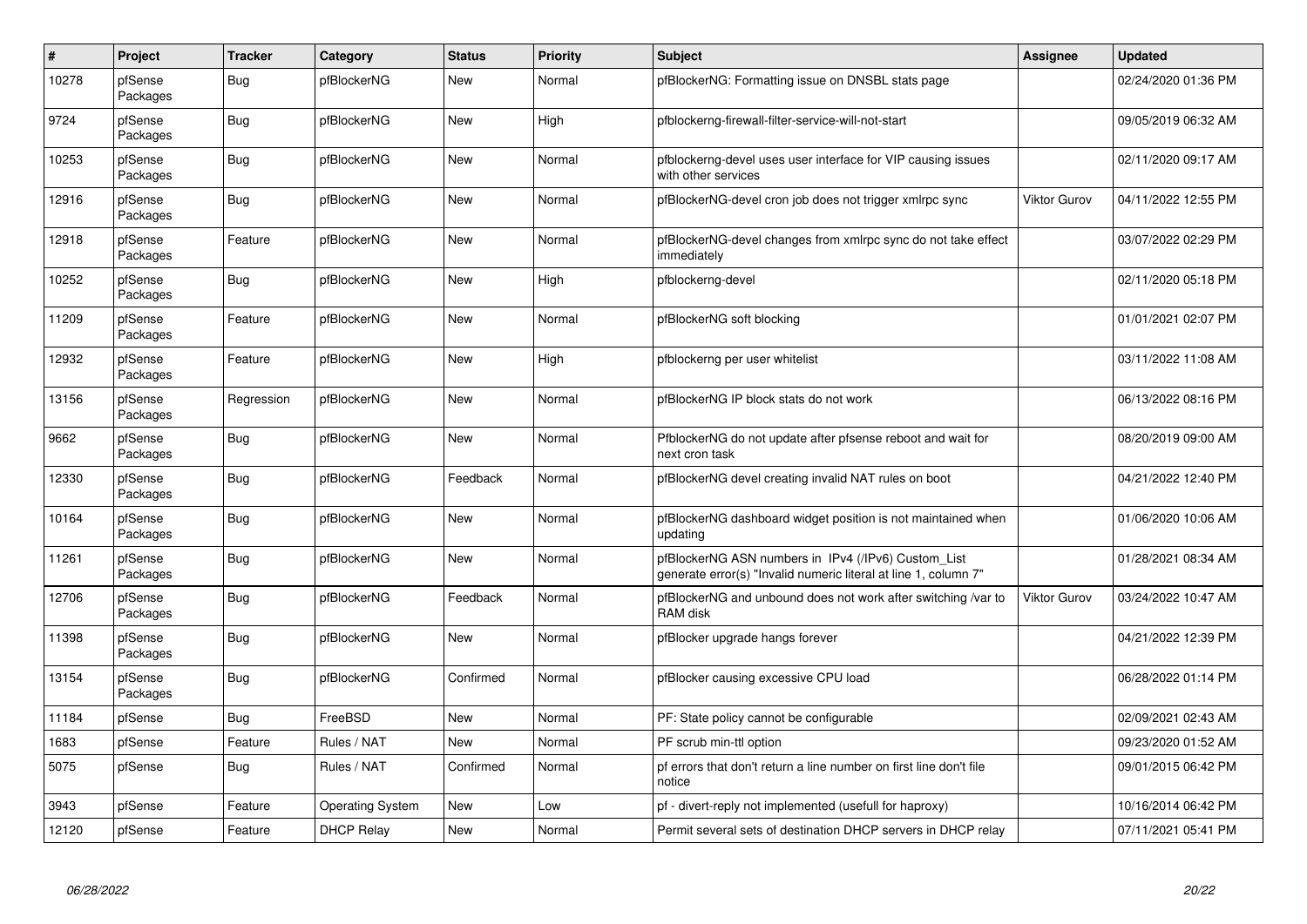| # | Project | Tracker | Category | Status | Priority | Subject | Assignee | Updated |
|---|---|---|---|---|---|---|---|---|
| 10278 | pfSense Packages | Bug | pfBlockerNG | New | Normal | pfBlockerNG: Formatting issue on DNSBL stats page | | 02/24/2020 01:36 PM |
| 9724 | pfSense Packages | Bug | pfBlockerNG | New | High | pfblockerng-firewall-filter-service-will-not-start | | 09/05/2019 06:32 AM |
| 10253 | pfSense Packages | Bug | pfBlockerNG | New | Normal | pfblockerng-devel uses user interface for VIP causing issues with other services | | 02/11/2020 09:17 AM |
| 12916 | pfSense Packages | Bug | pfBlockerNG | New | Normal | pfBlockerNG-devel cron job does not trigger xmlrpc sync | Viktor Gurov | 04/11/2022 12:55 PM |
| 12918 | pfSense Packages | Feature | pfBlockerNG | New | Normal | pfBlockerNG-devel changes from xmlrpc sync do not take effect immediately | | 03/07/2022 02:29 PM |
| 10252 | pfSense Packages | Bug | pfBlockerNG | New | High | pfblockerng-devel | | 02/11/2020 05:18 PM |
| 11209 | pfSense Packages | Feature | pfBlockerNG | New | Normal | pfBlockerNG soft blocking | | 01/01/2021 02:07 PM |
| 12932 | pfSense Packages | Feature | pfBlockerNG | New | High | pfblockerng per user whitelist | | 03/11/2022 11:08 AM |
| 13156 | pfSense Packages | Regression | pfBlockerNG | New | Normal | pfBlockerNG IP block stats do not work | | 06/13/2022 08:16 PM |
| 9662 | pfSense Packages | Bug | pfBlockerNG | New | Normal | PfblockerNG do not update after pfsense reboot and wait for next cron task | | 08/20/2019 09:00 AM |
| 12330 | pfSense Packages | Bug | pfBlockerNG | Feedback | Normal | pfBlockerNG devel creating invalid NAT rules on boot | | 04/21/2022 12:40 PM |
| 10164 | pfSense Packages | Bug | pfBlockerNG | New | Normal | pfBlockerNG dashboard widget position is not maintained when updating | | 01/06/2020 10:06 AM |
| 11261 | pfSense Packages | Bug | pfBlockerNG | New | Normal | pfBlockerNG ASN numbers in IPv4 (/IPv6) Custom_List generate error(s) "Invalid numeric literal at line 1, column 7" | | 01/28/2021 08:34 AM |
| 12706 | pfSense Packages | Bug | pfBlockerNG | Feedback | Normal | pfBlockerNG and unbound does not work after switching /var to RAM disk | Viktor Gurov | 03/24/2022 10:47 AM |
| 11398 | pfSense Packages | Bug | pfBlockerNG | New | Normal | pfBlocker upgrade hangs forever | | 04/21/2022 12:39 PM |
| 13154 | pfSense Packages | Bug | pfBlockerNG | Confirmed | Normal | pfBlocker causing excessive CPU load | | 06/28/2022 01:14 PM |
| 11184 | pfSense | Bug | FreeBSD | New | Normal | PF: State policy cannot be configurable | | 02/09/2021 02:43 AM |
| 1683 | pfSense | Feature | Rules / NAT | New | Normal | PF scrub min-ttl option | | 09/23/2020 01:52 AM |
| 5075 | pfSense | Bug | Rules / NAT | Confirmed | Normal | pf errors that don't return a line number on first line don't file notice | | 09/01/2015 06:42 PM |
| 3943 | pfSense | Feature | Operating System | New | Low | pf - divert-reply not implemented (usefull for haproxy) | | 10/16/2014 06:42 PM |
| 12120 | pfSense | Feature | DHCP Relay | New | Normal | Permit several sets of destination DHCP servers in DHCP relay | | 07/11/2021 05:41 PM |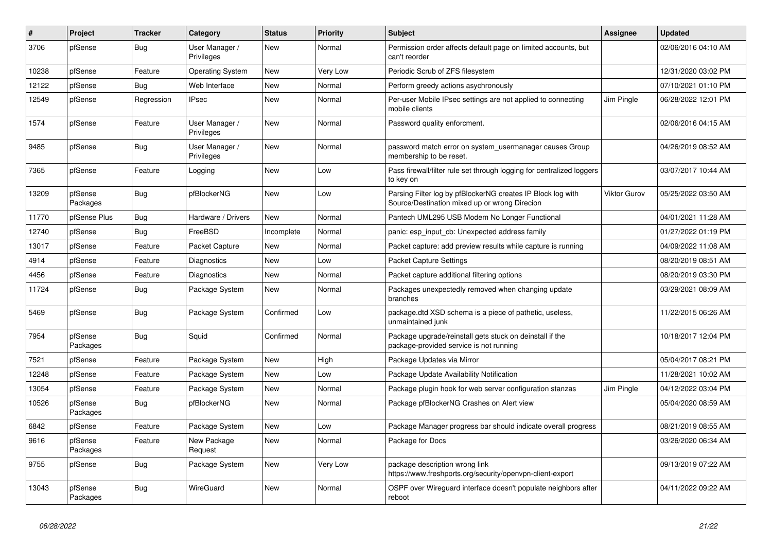| # | Project | Tracker | Category | Status | Priority | Subject | Assignee | Updated |
|---|---|---|---|---|---|---|---|---|
| 3706 | pfSense | Bug | User Manager / Privileges | New | Normal | Permission order affects default page on limited accounts, but can't reorder | | 02/06/2016 04:10 AM |
| 10238 | pfSense | Feature | Operating System | New | Very Low | Periodic Scrub of ZFS filesystem | | 12/31/2020 03:02 PM |
| 12122 | pfSense | Bug | Web Interface | New | Normal | Perform greedy actions asychronously | | 07/10/2021 01:10 PM |
| 12549 | pfSense | Regression | IPsec | New | Normal | Per-user Mobile IPsec settings are not applied to connecting mobile clients | Jim Pingle | 06/28/2022 12:01 PM |
| 1574 | pfSense | Feature | User Manager / Privileges | New | Normal | Password quality enforcment. | | 02/06/2016 04:15 AM |
| 9485 | pfSense | Bug | User Manager / Privileges | New | Normal | password match error on system_usermanager causes Group membership to be reset. | | 04/26/2019 08:52 AM |
| 7365 | pfSense | Feature | Logging | New | Low | Pass firewall/filter rule set through logging for centralized loggers to key on | | 03/07/2017 10:44 AM |
| 13209 | pfSense Packages | Bug | pfBlockerNG | New | Low | Parsing Filter log by pfBlockerNG creates IP Block log with Source/Destination mixed up or wrong Direcion | Viktor Gurov | 05/25/2022 03:50 AM |
| 11770 | pfSense Plus | Bug | Hardware / Drivers | New | Normal | Pantech UML295 USB Modem No Longer Functional | | 04/01/2021 11:28 AM |
| 12740 | pfSense | Bug | FreeBSD | Incomplete | Normal | panic: esp_input_cb: Unexpected address family | | 01/27/2022 01:19 PM |
| 13017 | pfSense | Feature | Packet Capture | New | Normal | Packet capture: add preview results while capture is running | | 04/09/2022 11:08 AM |
| 4914 | pfSense | Feature | Diagnostics | New | Low | Packet Capture Settings | | 08/20/2019 08:51 AM |
| 4456 | pfSense | Feature | Diagnostics | New | Normal | Packet capture additional filtering options | | 08/20/2019 03:30 PM |
| 11724 | pfSense | Bug | Package System | New | Normal | Packages unexpectedly removed when changing update branches | | 03/29/2021 08:09 AM |
| 5469 | pfSense | Bug | Package System | Confirmed | Low | package.dtd XSD schema is a piece of pathetic, useless, unmaintained junk | | 11/22/2015 06:26 AM |
| 7954 | pfSense Packages | Bug | Squid | Confirmed | Normal | Package upgrade/reinstall gets stuck on deinstall if the package-provided service is not running | | 10/18/2017 12:04 PM |
| 7521 | pfSense | Feature | Package System | New | High | Package Updates via Mirror | | 05/04/2017 08:21 PM |
| 12248 | pfSense | Feature | Package System | New | Low | Package Update Availability Notification | | 11/28/2021 10:02 AM |
| 13054 | pfSense | Feature | Package System | New | Normal | Package plugin hook for web server configuration stanzas | Jim Pingle | 04/12/2022 03:04 PM |
| 10526 | pfSense Packages | Bug | pfBlockerNG | New | Normal | Package pfBlockerNG Crashes on Alert view | | 05/04/2020 08:59 AM |
| 6842 | pfSense | Feature | Package System | New | Low | Package Manager progress bar should indicate overall progress | | 08/21/2019 08:55 AM |
| 9616 | pfSense Packages | Feature | New Package Request | New | Normal | Package for Docs | | 03/26/2020 06:34 AM |
| 9755 | pfSense | Bug | Package System | New | Very Low | package description wrong link https://www.freshports.org/security/openvpn-client-export | | 09/13/2019 07:22 AM |
| 13043 | pfSense Packages | Bug | WireGuard | New | Normal | OSPF over Wireguard interface doesn't populate neighbors after reboot | | 04/11/2022 09:22 AM |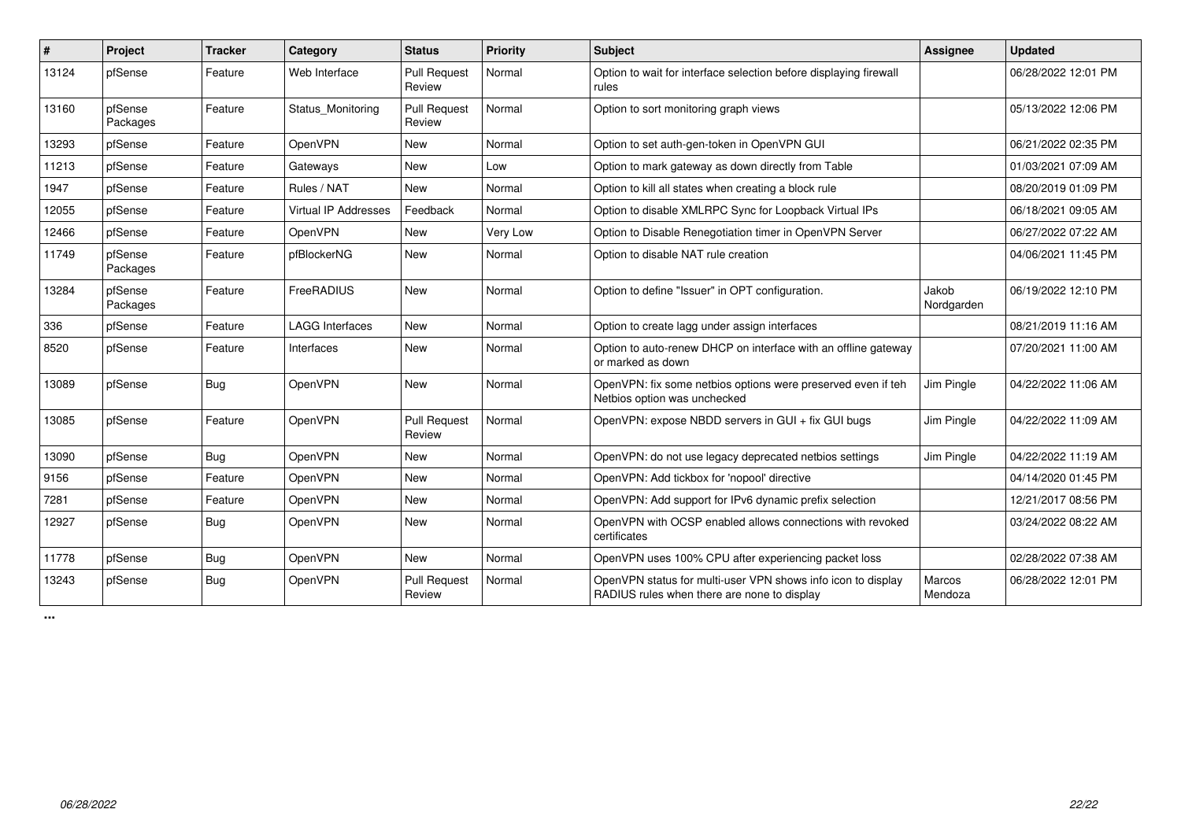| # | Project | Tracker | Category | Status | Priority | Subject | Assignee | Updated |
|---|---|---|---|---|---|---|---|---|
| 13124 | pfSense | Feature | Web Interface | Pull Request Review | Normal | Option to wait for interface selection before displaying firewall rules | | 06/28/2022 12:01 PM |
| 13160 | pfSense Packages | Feature | Status_Monitoring | Pull Request Review | Normal | Option to sort monitoring graph views | | 05/13/2022 12:06 PM |
| 13293 | pfSense | Feature | OpenVPN | New | Normal | Option to set auth-gen-token in OpenVPN GUI | | 06/21/2022 02:35 PM |
| 11213 | pfSense | Feature | Gateways | New | Low | Option to mark gateway as down directly from Table | | 01/03/2021 07:09 AM |
| 1947 | pfSense | Feature | Rules / NAT | New | Normal | Option to kill all states when creating a block rule | | 08/20/2019 01:09 PM |
| 12055 | pfSense | Feature | Virtual IP Addresses | Feedback | Normal | Option to disable XMLRPC Sync for Loopback Virtual IPs | | 06/18/2021 09:05 AM |
| 12466 | pfSense | Feature | OpenVPN | New | Very Low | Option to Disable Renegotiation timer in OpenVPN Server | | 06/27/2022 07:22 AM |
| 11749 | pfSense Packages | Feature | pfBlockerNG | New | Normal | Option to disable NAT rule creation | | 04/06/2021 11:45 PM |
| 13284 | pfSense Packages | Feature | FreeRADIUS | New | Normal | Option to define "Issuer" in OPT configuration. | Jakob Nordgarden | 06/19/2022 12:10 PM |
| 336 | pfSense | Feature | LAGG Interfaces | New | Normal | Option to create lagg under assign interfaces | | 08/21/2019 11:16 AM |
| 8520 | pfSense | Feature | Interfaces | New | Normal | Option to auto-renew DHCP on interface with an offline gateway or marked as down | | 07/20/2021 11:00 AM |
| 13089 | pfSense | Bug | OpenVPN | New | Normal | OpenVPN: fix some netbios options were preserved even if teh Netbios option was unchecked | Jim Pingle | 04/22/2022 11:06 AM |
| 13085 | pfSense | Feature | OpenVPN | Pull Request Review | Normal | OpenVPN: expose NBDD servers in GUI + fix GUI bugs | Jim Pingle | 04/22/2022 11:09 AM |
| 13090 | pfSense | Bug | OpenVPN | New | Normal | OpenVPN: do not use legacy deprecated netbios settings | Jim Pingle | 04/22/2022 11:19 AM |
| 9156 | pfSense | Feature | OpenVPN | New | Normal | OpenVPN: Add tickbox for 'nopool' directive | | 04/14/2020 01:45 PM |
| 7281 | pfSense | Feature | OpenVPN | New | Normal | OpenVPN: Add support for IPv6 dynamic prefix selection | | 12/21/2017 08:56 PM |
| 12927 | pfSense | Bug | OpenVPN | New | Normal | OpenVPN with OCSP enabled allows connections with revoked certificates | | 03/24/2022 08:22 AM |
| 11778 | pfSense | Bug | OpenVPN | New | Normal | OpenVPN uses 100% CPU after experiencing packet loss | | 02/28/2022 07:38 AM |
| 13243 | pfSense | Bug | OpenVPN | Pull Request Review | Normal | OpenVPN status for multi-user VPN shows info icon to display RADIUS rules when there are none to display | Marcos Mendoza | 06/28/2022 12:01 PM |

...